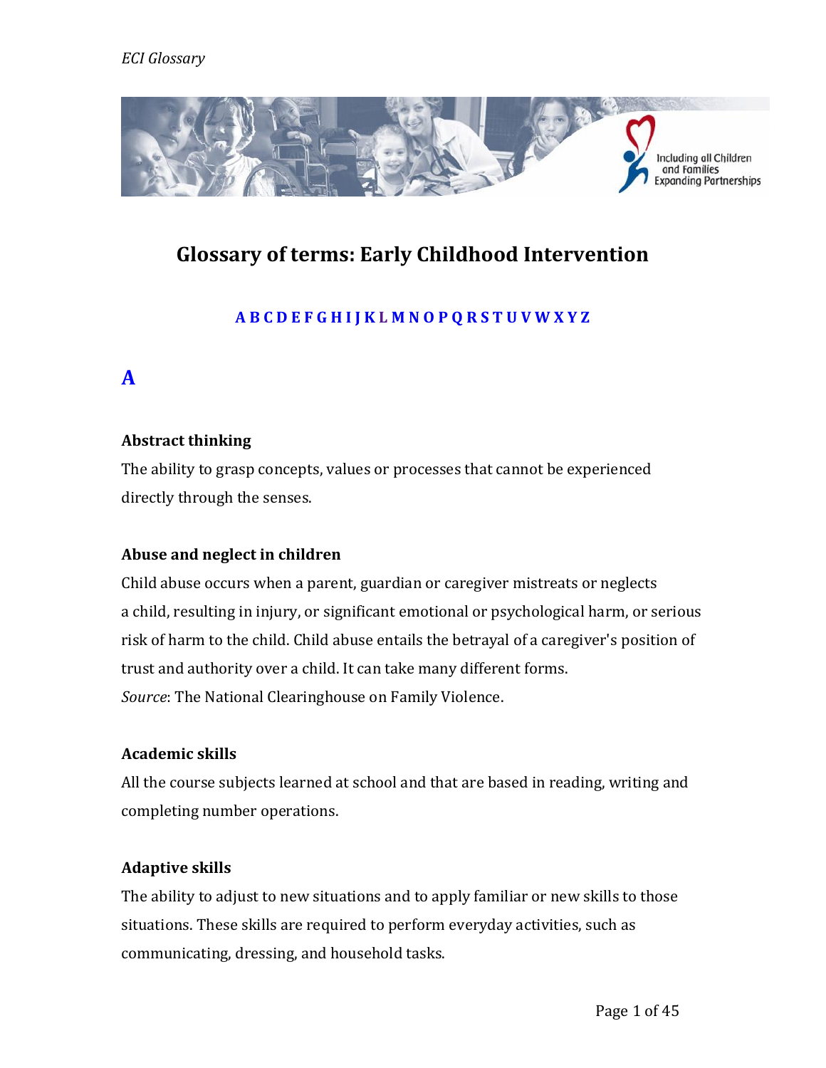# Glossary of terms: Early Childhood Intervention

A B C D E F G H I J K L M N O P Q R S T U V W X Y Z

## A

### Abstract thinking

The ability to grasp concepts, values or processes that cannot be experienced directly through the senses.

### Abuse and neglect in children

Child abuse occurs when a parent, guardian or caregiver mistreats or neglects a child, resulting in injury, or significant emotional or psychological harm, or serious risk of harm to the child. Child abuse entails the betrayal of a caregiver's position of trust and authority over a child. It can take many different forms.
*Source*: The National Clearinghouse on Family Violence.

### Academic skills

All the course subjects learned at school and that are based in reading, writing and completing number operations.

### Adaptive skills

The ability to adjust to new situations and to apply familiar or new skills to those situations. These skills are required to perform everyday activities, such as communicating, dressing, and household tasks.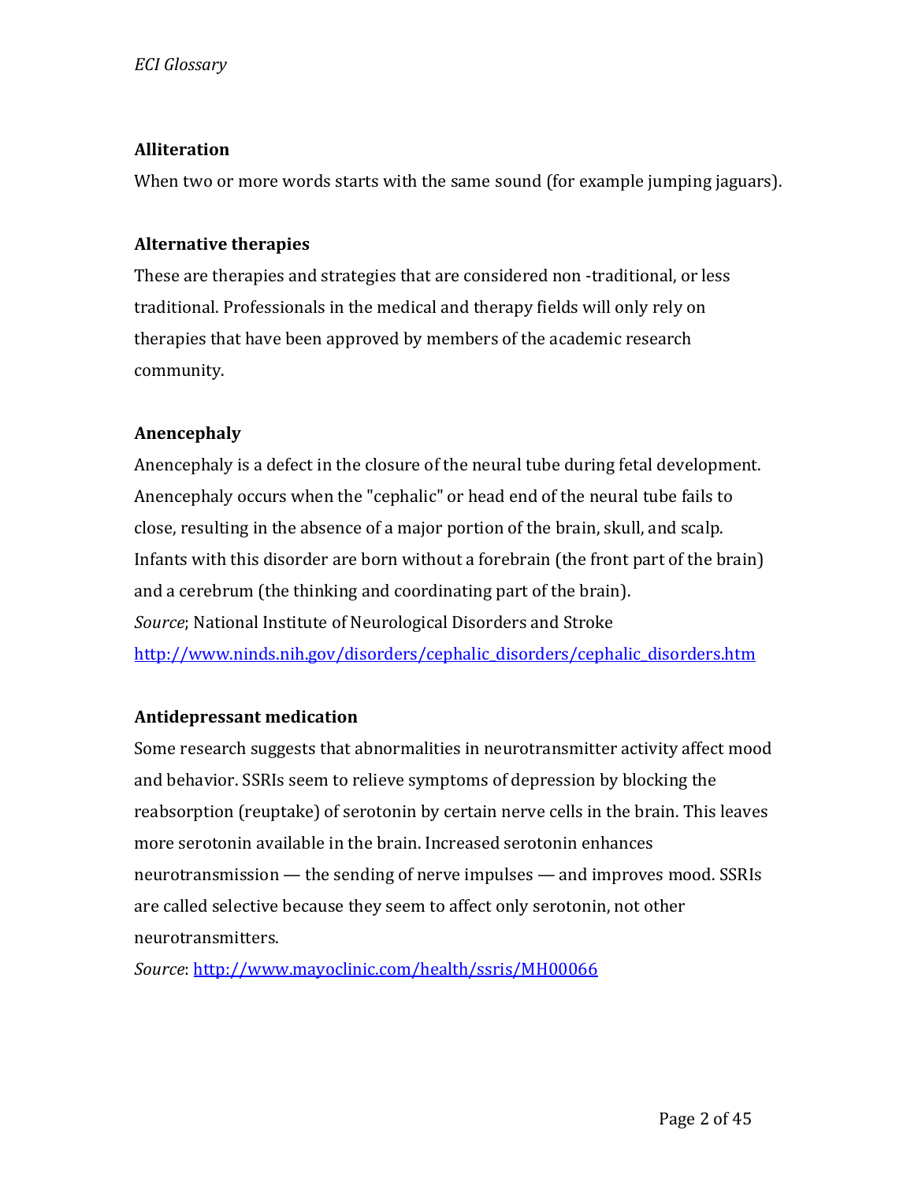**Alliteration**

When two or more words starts with the same sound (for example jumping jaguars).

**Alternative therapies**

These are therapies and strategies that are considered non -traditional, or less traditional. Professionals in the medical and therapy fields will only rely on therapies that have been approved by members of the academic research community.

**Anencephaly**

Anencephaly is a defect in the closure of the neural tube during fetal development. Anencephaly occurs when the "cephalic" or head end of the neural tube fails to close, resulting in the absence of a major portion of the brain, skull, and scalp. Infants with this disorder are born without a forebrain (the front part of the brain) and a cerebrum (the thinking and coordinating part of the brain).
*Source*; National Institute of Neurological Disorders and Stroke
http://www.ninds.nih.gov/disorders/cephalic_disorders/cephalic_disorders.htm

**Antidepressant medication**

Some research suggests that abnormalities in neurotransmitter activity affect mood and behavior. SSRIs seem to relieve symptoms of depression by blocking the reabsorption (reuptake) of serotonin by certain nerve cells in the brain. This leaves more serotonin available in the brain. Increased serotonin enhances neurotransmission — the sending of nerve impulses — and improves mood. SSRIs are called selective because they seem to affect only serotonin, not other neurotransmitters.
*Source*: http://www.mayoclinic.com/health/ssris/MH00066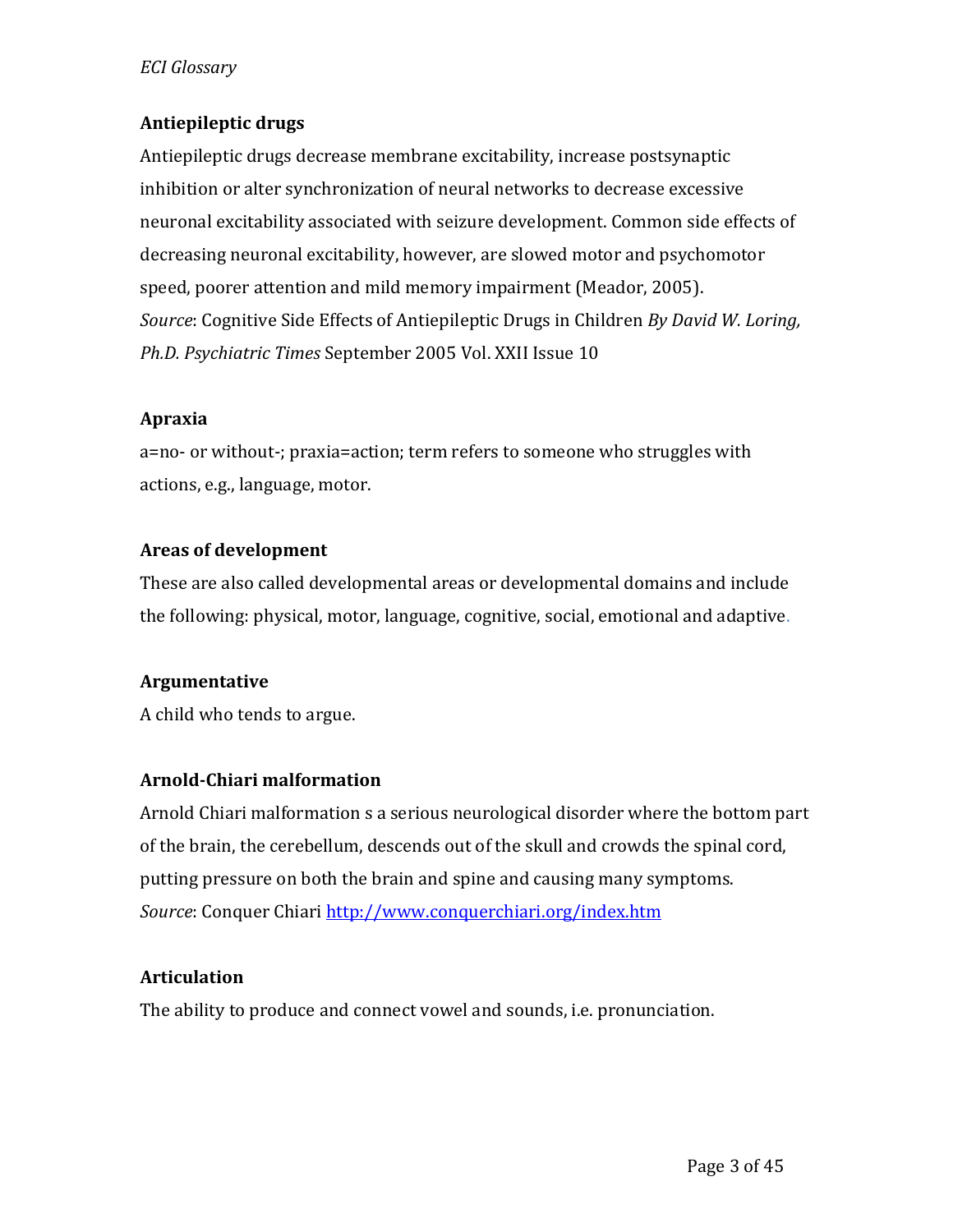**Antiepileptic drugs**

Antiepileptic drugs decrease membrane excitability, increase postsynaptic inhibition or alter synchronization of neural networks to decrease excessive neuronal excitability associated with seizure development. Common side effects of decreasing neuronal excitability, however, are slowed motor and psychomotor speed, poorer attention and mild memory impairment (Meador, 2005).
*Source*: Cognitive Side Effects of Antiepileptic Drugs in Children *By David W. Loring, Ph.D. Psychiatric Times* September 2005 Vol. XXII Issue 10

**Apraxia**

a=no- or without-; praxia=action; term refers to someone who struggles with actions, e.g., language, motor.

**Areas of development**

These are also called developmental areas or developmental domains and include the following: physical, motor, language, cognitive, social, emotional and adaptive.

**Argumentative**

A child who tends to argue.

**Arnold-Chiari malformation**

Arnold Chiari malformation s a serious neurological disorder where the bottom part of the brain, the cerebellum, descends out of the skull and crowds the spinal cord, putting pressure on both the brain and spine and causing many symptoms.
*Source*: Conquer Chiari [http://www.conquerchiari.org/index.htm](http://www.conquerchiari.org/index.htm)

**Articulation**

The ability to produce and connect vowel and sounds, i.e. pronunciation.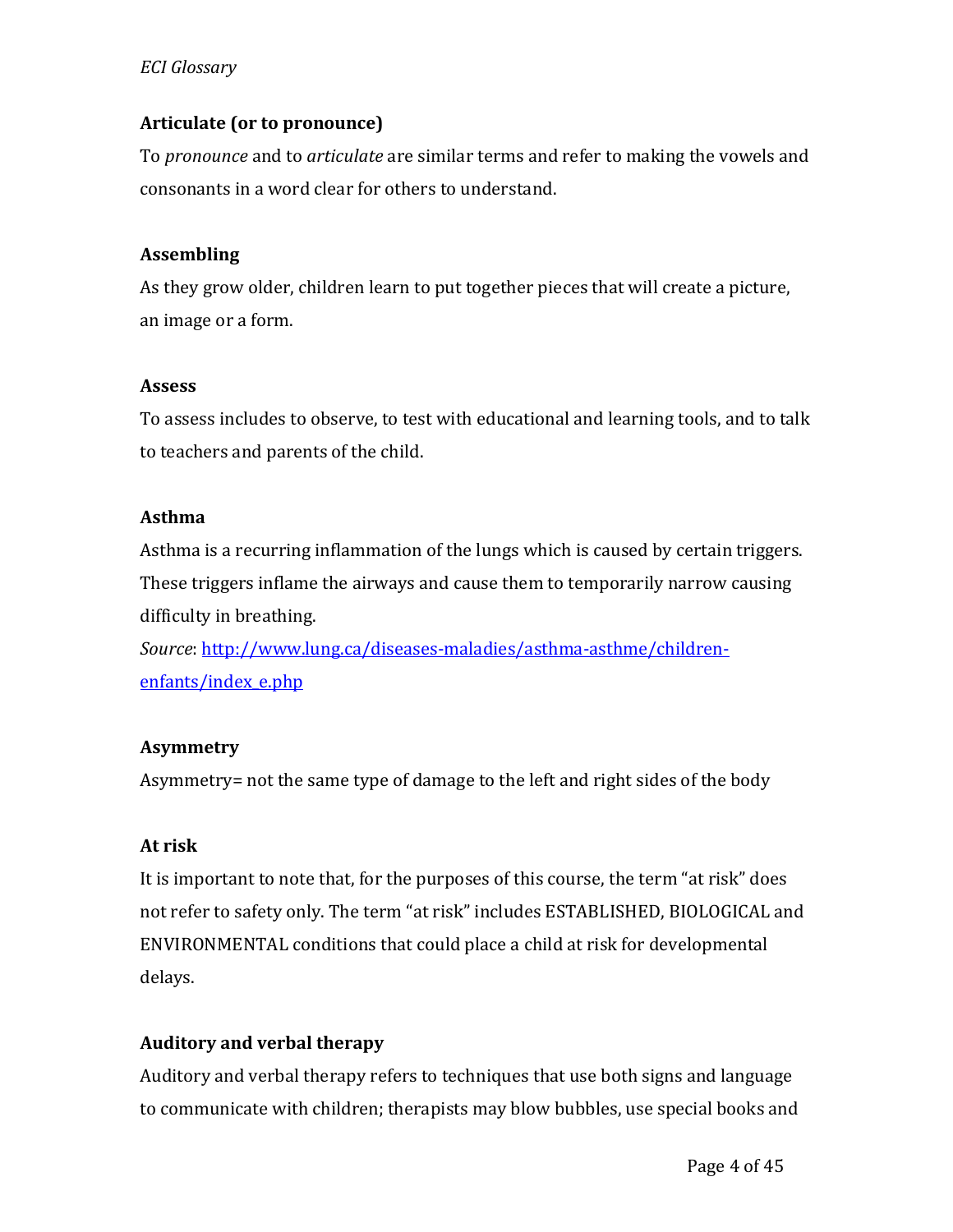**Articulate (or to pronounce)**

To *pronounce* and to *articulate* are similar terms and refer to making the vowels and consonants in a word clear for others to understand.

**Assembling**

As they grow older, children learn to put together pieces that will create a picture, an image or a form.

**Assess**

To assess includes to observe, to test with educational and learning tools, and to talk to teachers and parents of the child.

**Asthma**

Asthma is a recurring inflammation of the lungs which is caused by certain triggers. These triggers inflame the airways and cause them to temporarily narrow causing difficulty in breathing.

*Source*: [http://www.lung.ca/diseases-maladies/asthma-asthme/children-enfants/index_e.php](http://www.lung.ca/diseases-maladies/asthma-asthme/children-enfants/index_e.php)

**Asymmetry**

Asymmetry= not the same type of damage to the left and right sides of the body

**At risk**

It is important to note that, for the purposes of this course, the term "at risk" does not refer to safety only. The term "at risk" includes ESTABLISHED, BIOLOGICAL and ENVIRONMENTAL conditions that could place a child at risk for developmental delays.

**Auditory and verbal therapy**

Auditory and verbal therapy refers to techniques that use both signs and language to communicate with children; therapists may blow bubbles, use special books and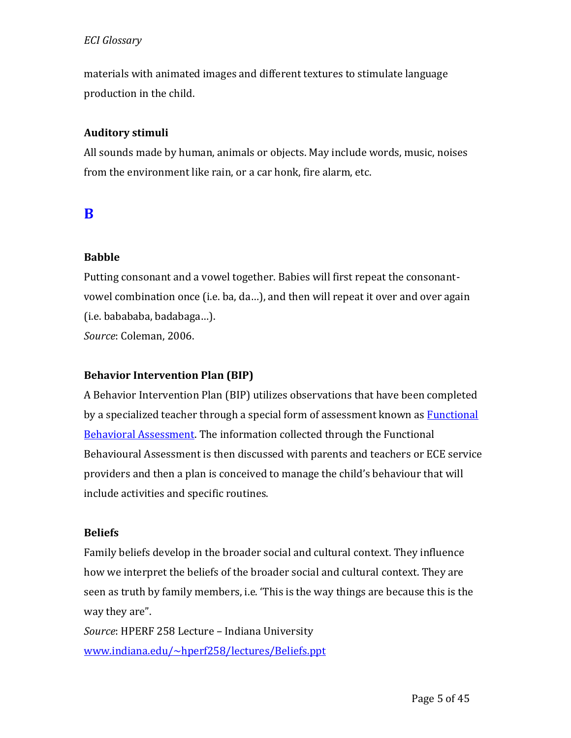materials with animated images and different textures to stimulate language production in the child.

**Auditory stimuli**

All sounds made by human, animals or objects. May include words, music, noises from the environment like rain, or a car honk, fire alarm, etc.

## B

**Babble**

Putting consonant and a vowel together. Babies will first repeat the consonant-vowel combination once (i.e. ba, da…), and then will repeat it over and over again (i.e. babababa, badabaga…).

*Source*: Coleman, 2006.

**Behavior Intervention Plan (BIP)**

A Behavior Intervention Plan (BIP) utilizes observations that have been completed by a specialized teacher through a special form of assessment known as [Functional Behavioral Assessment](). The information collected through the Functional Behavioural Assessment is then discussed with parents and teachers or ECE service providers and then a plan is conceived to manage the child's behaviour that will include activities and specific routines.

**Beliefs**

Family beliefs develop in the broader social and cultural context. They influence how we interpret the beliefs of the broader social and cultural context. They are seen as truth by family members, i.e. 'This is the way things are because this is the way they are".

*Source*: HPERF 258 Lecture – Indiana University

[www.indiana.edu/~hperf258/lectures/Beliefs.ppt](www.indiana.edu/~hperf258/lectures/Beliefs.ppt)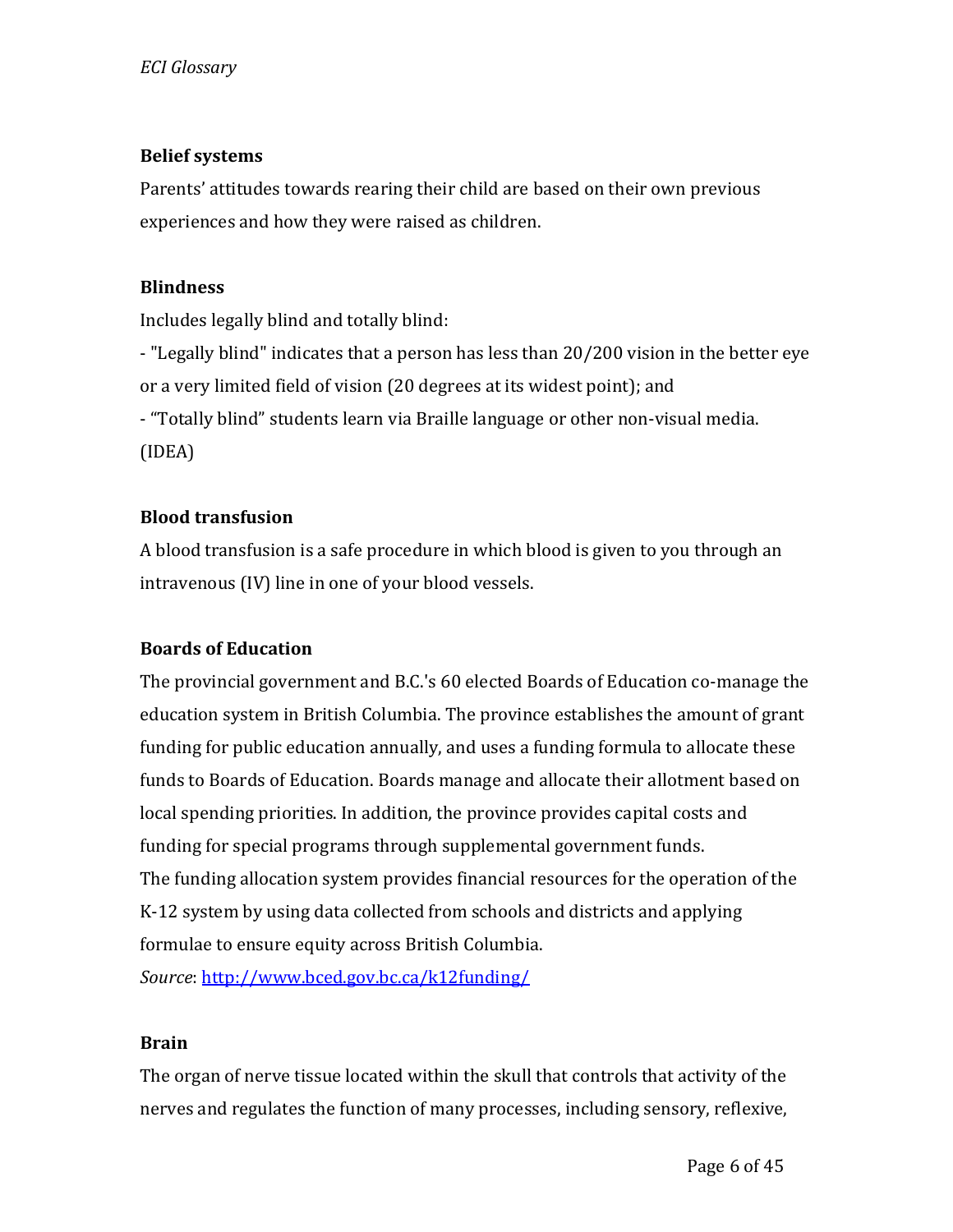**Belief systems**

Parents' attitudes towards rearing their child are based on their own previous experiences and how they were raised as children.

**Blindness**

Includes legally blind and totally blind:

- "Legally blind" indicates that a person has less than 20/200 vision in the better eye or a very limited field of vision (20 degrees at its widest point); and
- "Totally blind" students learn via Braille language or other non-visual media.

(IDEA)

**Blood transfusion**

A blood transfusion is a safe procedure in which blood is given to you through an intravenous (IV) line in one of your blood vessels.

**Boards of Education**

The provincial government and B.C.'s 60 elected Boards of Education co-manage the education system in British Columbia. The province establishes the amount of grant funding for public education annually, and uses a funding formula to allocate these funds to Boards of Education. Boards manage and allocate their allotment based on local spending priorities. In addition, the province provides capital costs and funding for special programs through supplemental government funds.

The funding allocation system provides financial resources for the operation of the K-12 system by using data collected from schools and districts and applying formulae to ensure equity across British Columbia.

*Source*: [http://www.bced.gov.bc.ca/k12funding/](http://www.bced.gov.bc.ca/k12funding/)

**Brain**

The organ of nerve tissue located within the skull that controls that activity of the nerves and regulates the function of many processes, including sensory, reflexive,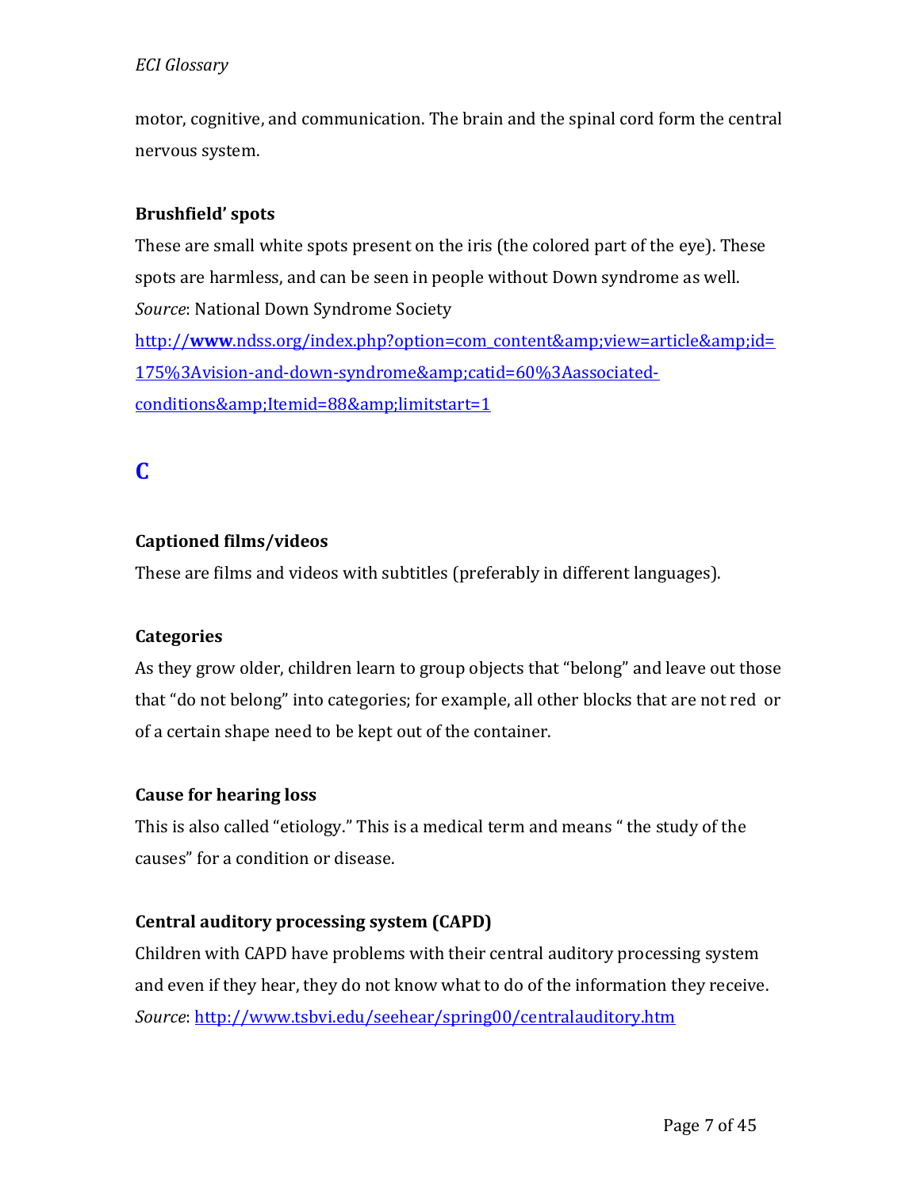motor, cognitive, and communication. The brain and the spinal cord form the central nervous system.

**Brushfield' spots**

These are small white spots present on the iris (the colored part of the eye). These spots are harmless, and can be seen in people without Down syndrome as well.
*Source*: National Down Syndrome Society
[http://www.ndss.org/index.php?option=com_content&amp;view=article&amp;id=175%3Avision-and-down-syndrome&amp;catid=60%3Aassociated-conditions&amp;Itemid=88&amp;limitstart=1](http://www.ndss.org/index.php?option=com_content&amp;view=article&amp;id=175%3Avision-and-down-syndrome&amp;catid=60%3Aassociated-conditions&amp;Itemid=88&amp;limitstart=1)

## C

**Captioned films/videos**

These are films and videos with subtitles (preferably in different languages).

**Categories**

As they grow older, children learn to group objects that "belong" and leave out those that "do not belong" into categories; for example, all other blocks that are not red or of a certain shape need to be kept out of the container.

**Cause for hearing loss**

This is also called "etiology." This is a medical term and means " the study of the causes" for a condition or disease.

**Central auditory processing system (CAPD)**

Children with CAPD have problems with their central auditory processing system and even if they hear, they do not know what to do of the information they receive.
*Source*: [http://www.tsbvi.edu/seehear/spring00/centralauditory.htm](http://www.tsbvi.edu/seehear/spring00/centralauditory.htm)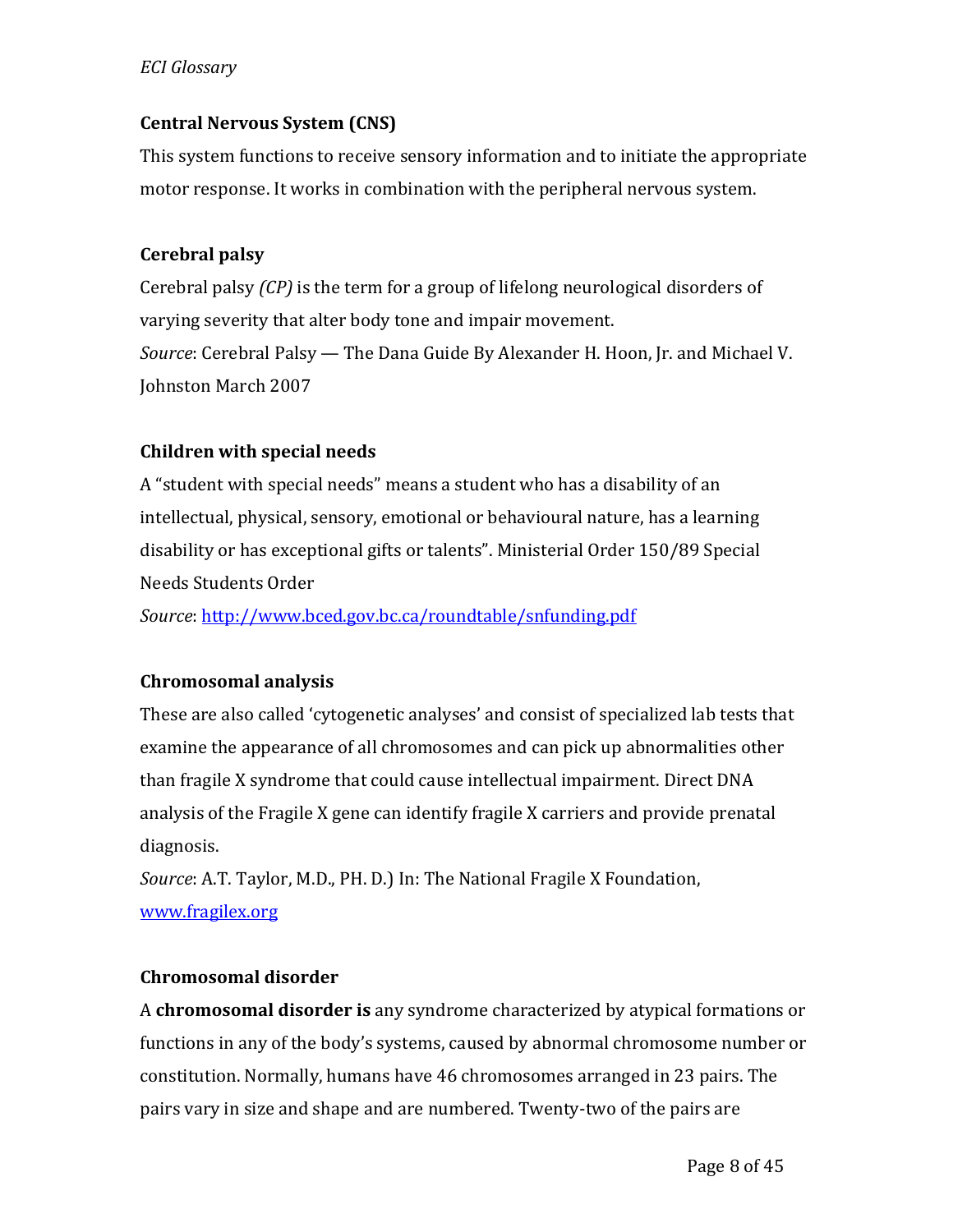### Central Nervous System (CNS)

This system functions to receive sensory information and to initiate the appropriate motor response. It works in combination with the peripheral nervous system.

### Cerebral palsy

Cerebral palsy *(CP)* is the term for a group of lifelong neurological disorders of varying severity that alter body tone and impair movement.
*Source*: Cerebral Palsy — The Dana Guide By Alexander H. Hoon, Jr. and Michael V. Johnston March 2007

### Children with special needs

A "student with special needs" means a student who has a disability of an intellectual, physical, sensory, emotional or behavioural nature, has a learning disability or has exceptional gifts or talents". Ministerial Order 150/89 Special Needs Students Order
*Source*: [http://www.bced.gov.bc.ca/roundtable/snfunding.pdf](http://www.bced.gov.bc.ca/roundtable/snfunding.pdf)

### Chromosomal analysis

These are also called 'cytogenetic analyses' and consist of specialized lab tests that examine the appearance of all chromosomes and can pick up abnormalities other than fragile X syndrome that could cause intellectual impairment. Direct DNA analysis of the Fragile X gene can identify fragile X carriers and provide prenatal diagnosis.
*Source*: A.T. Taylor, M.D., PH. D.) In: The National Fragile X Foundation, [www.fragilex.org](www.fragilex.org)

### Chromosomal disorder

A **chromosomal disorder is** any syndrome characterized by atypical formations or functions in any of the body's systems, caused by abnormal chromosome number or constitution. Normally, humans have 46 chromosomes arranged in 23 pairs. The pairs vary in size and shape and are numbered. Twenty-two of the pairs are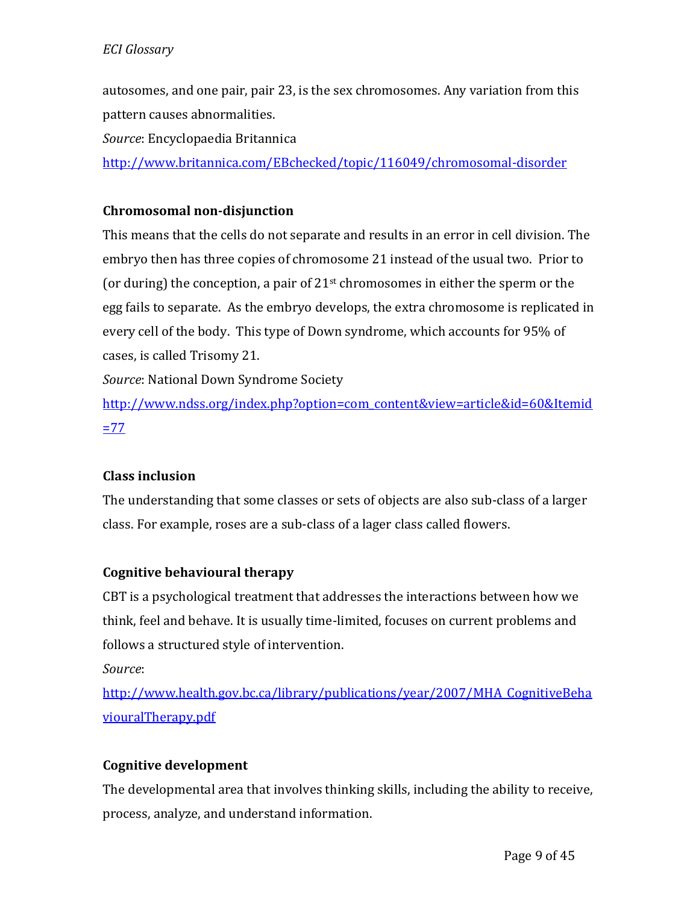autosomes, and one pair, pair 23, is the sex chromosomes. Any variation from this pattern causes abnormalities.

*Source*: Encyclopaedia Britannica

http://www.britannica.com/EBchecked/topic/116049/chromosomal-disorder

**Chromosomal non-disjunction**

This means that the cells do not separate and results in an error in cell division. The embryo then has three copies of chromosome 21 instead of the usual two. Prior to (or during) the conception, a pair of 21st chromosomes in either the sperm or the egg fails to separate. As the embryo develops, the extra chromosome is replicated in every cell of the body. This type of Down syndrome, which accounts for 95% of cases, is called Trisomy 21.

*Source*: National Down Syndrome Society

http://www.ndss.org/index.php?option=com_content&view=article&id=60&Itemid=77

**Class inclusion**

The understanding that some classes or sets of objects are also sub-class of a larger class. For example, roses are a sub-class of a lager class called flowers.

**Cognitive behavioural therapy**

CBT is a psychological treatment that addresses the interactions between how we think, feel and behave. It is usually time-limited, focuses on current problems and follows a structured style of intervention.

*Source*:

http://www.health.gov.bc.ca/library/publications/year/2007/MHA_CognitiveBehaviouralTherapy.pdf

**Cognitive development**

The developmental area that involves thinking skills, including the ability to receive, process, analyze, and understand information.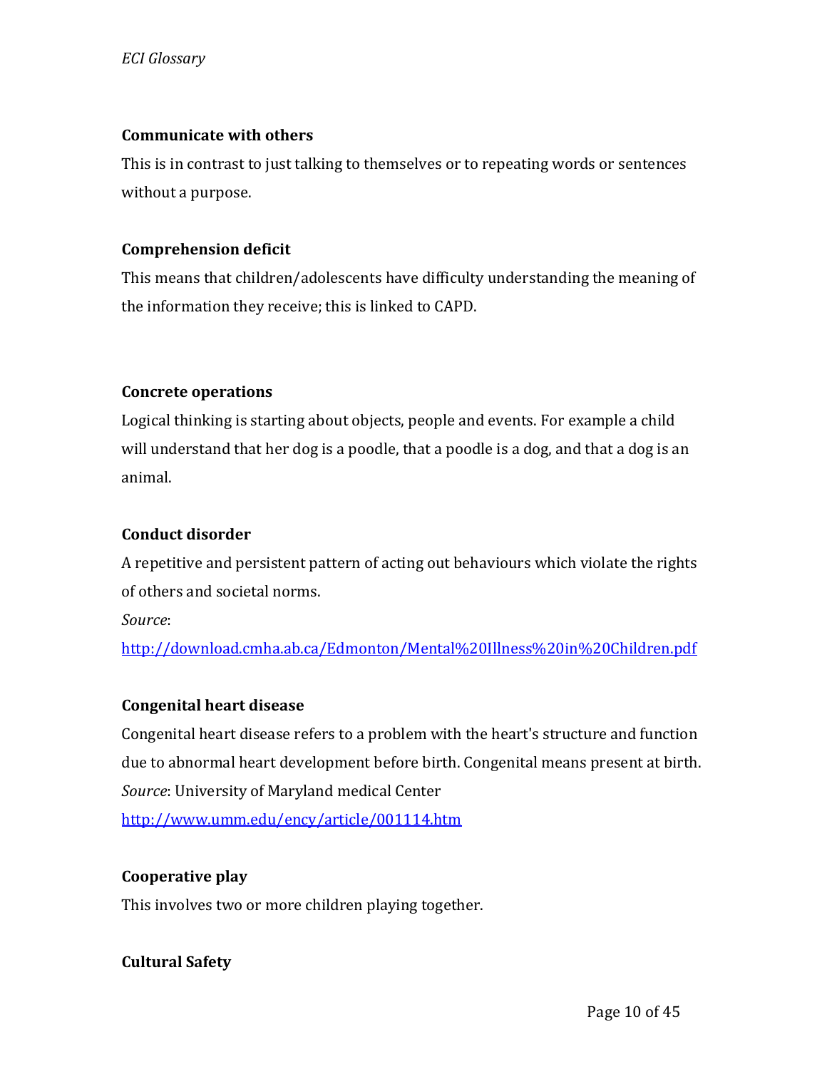**Communicate with others**

This is in contrast to just talking to themselves or to repeating words or sentences without a purpose.

**Comprehension deficit**

This means that children/adolescents have difficulty understanding the meaning of the information they receive; this is linked to CAPD.

**Concrete operations**

Logical thinking is starting about objects, people and events. For example a child will understand that her dog is a poodle, that a poodle is a dog, and that a dog is an animal.

**Conduct disorder**

A repetitive and persistent pattern of acting out behaviours which violate the rights of others and societal norms.

*Source*:

http://download.cmha.ab.ca/Edmonton/Mental%20Illness%20in%20Children.pdf

**Congenital heart disease**

Congenital heart disease refers to a problem with the heart's structure and function due to abnormal heart development before birth. Congenital means present at birth.

*Source*: University of Maryland medical Center

http://www.umm.edu/ency/article/001114.htm

**Cooperative play**

This involves two or more children playing together.

**Cultural Safety**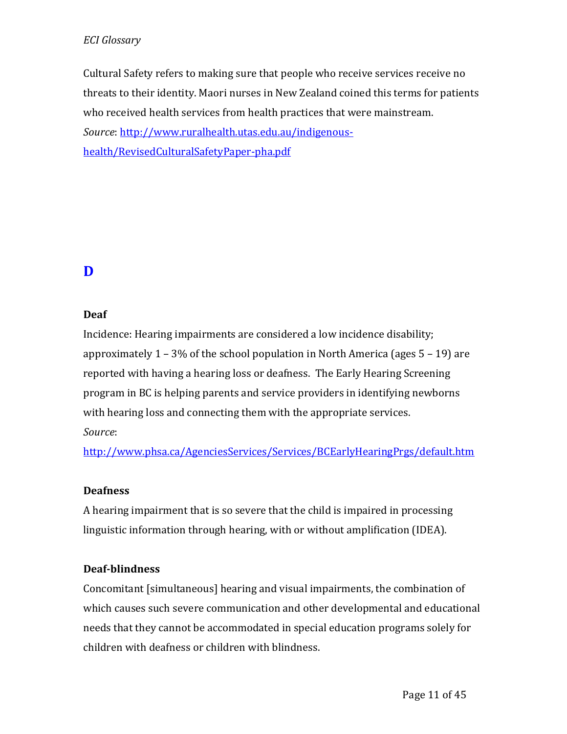Cultural Safety refers to making sure that people who receive services receive no threats to their identity. Maori nurses in New Zealand coined this terms for patients who received health services from health practices that were mainstream.
*Source*: [http://www.ruralhealth.utas.edu.au/indigenous-health/RevisedCulturalSafetyPaper-pha.pdf](http://www.ruralhealth.utas.edu.au/indigenous-health/RevisedCulturalSafetyPaper-pha.pdf)

## D

**Deaf**
Incidence: Hearing impairments are considered a low incidence disability; approximately 1 – 3% of the school population in North America (ages 5 – 19) are reported with having a hearing loss or deafness. The Early Hearing Screening program in BC is helping parents and service providers in identifying newborns with hearing loss and connecting them with the appropriate services.
*Source*:
[http://www.phsa.ca/AgenciesServices/Services/BCEarlyHearingPrgs/default.htm](http://www.phsa.ca/AgenciesServices/Services/BCEarlyHearingPrgs/default.htm)

**Deafness**
A hearing impairment that is so severe that the child is impaired in processing linguistic information through hearing, with or without amplification (IDEA).

**Deaf-blindness**
Concomitant [simultaneous] hearing and visual impairments, the combination of which causes such severe communication and other developmental and educational needs that they cannot be accommodated in special education programs solely for children with deafness or children with blindness.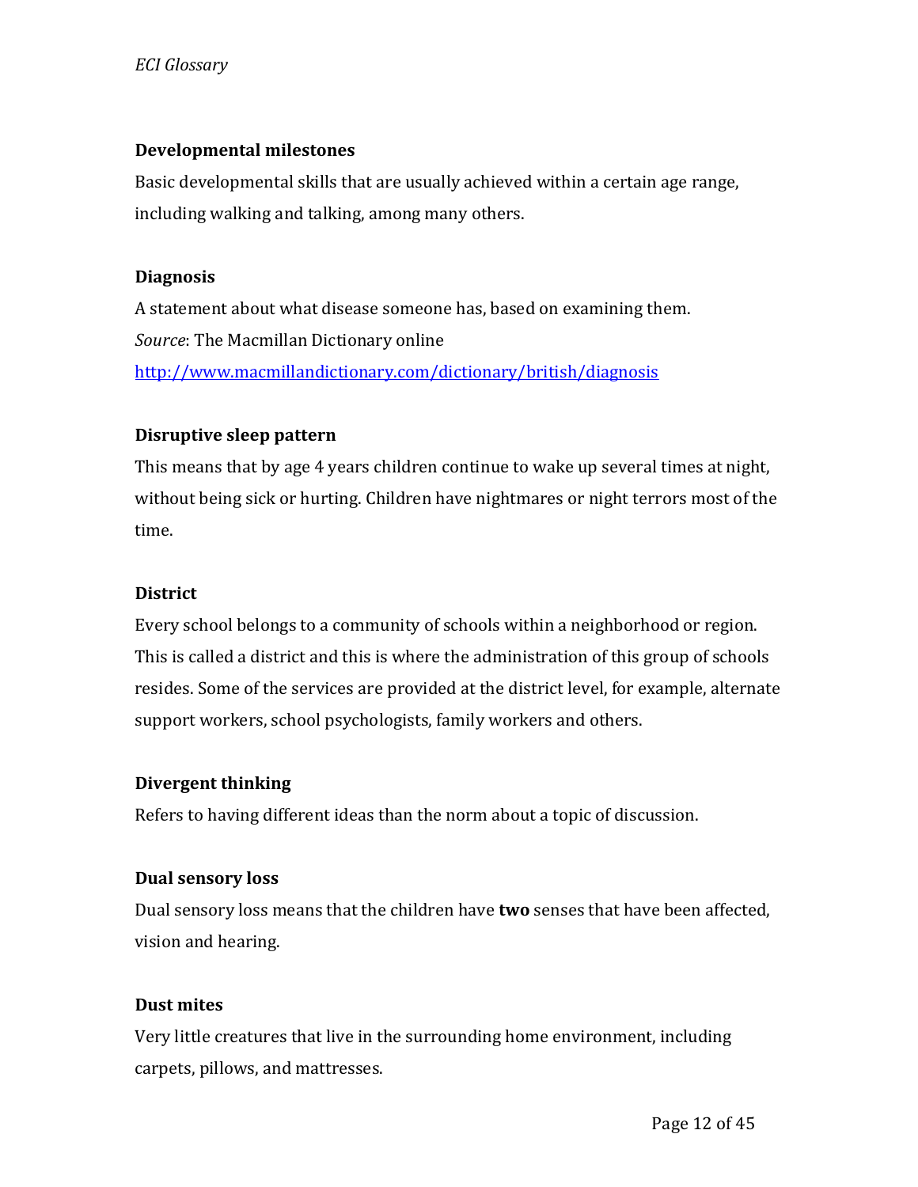**Developmental milestones**

Basic developmental skills that are usually achieved within a certain age range, including walking and talking, among many others.

**Diagnosis**

A statement about what disease someone has, based on examining them.
*Source*: The Macmillan Dictionary online
http://www.macmillandictionary.com/dictionary/british/diagnosis

**Disruptive sleep pattern**

This means that by age 4 years children continue to wake up several times at night, without being sick or hurting. Children have nightmares or night terrors most of the time.

**District**

Every school belongs to a community of schools within a neighborhood or region. This is called a district and this is where the administration of this group of schools resides. Some of the services are provided at the district level, for example, alternate support workers, school psychologists, family workers and others.

**Divergent thinking**

Refers to having different ideas than the norm about a topic of discussion.

**Dual sensory loss**

Dual sensory loss means that the children have **two** senses that have been affected, vision and hearing.

**Dust mites**

Very little creatures that live in the surrounding home environment, including carpets, pillows, and mattresses.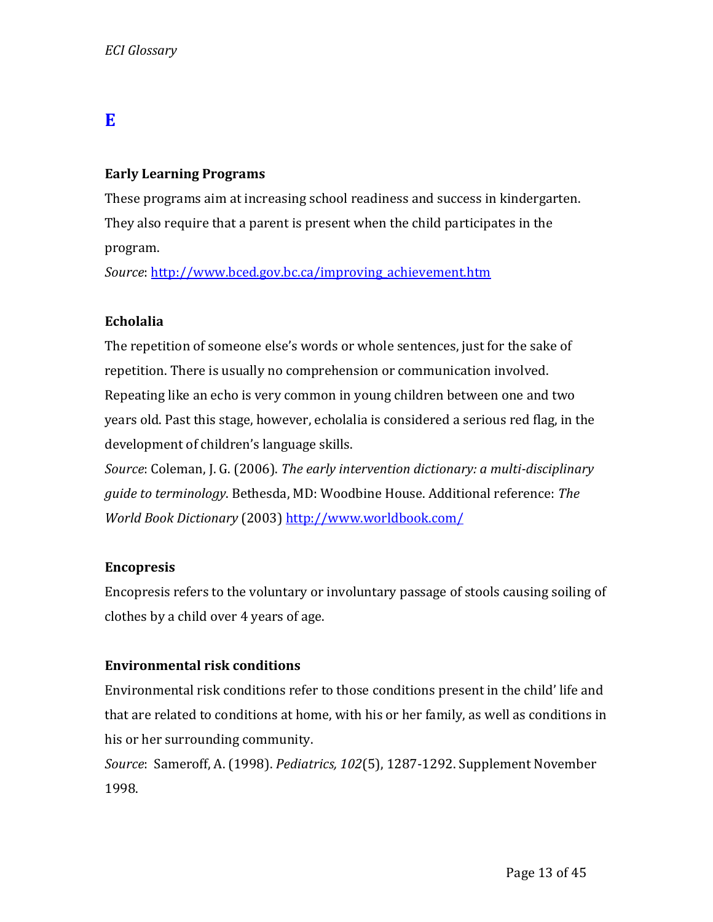## E

### Early Learning Programs

These programs aim at increasing school readiness and success in kindergarten. They also require that a parent is present when the child participates in the program.

*Source*: [http://www.bced.gov.bc.ca/improving_achievement.htm](http://www.bced.gov.bc.ca/improving_achievement.htm)

### Echolalia

The repetition of someone else's words or whole sentences, just for the sake of repetition. There is usually no comprehension or communication involved. Repeating like an echo is very common in young children between one and two years old. Past this stage, however, echolalia is considered a serious red flag, in the development of children's language skills.

*Source*: Coleman, J. G. (2006). *The early intervention dictionary: a multi-disciplinary guide to terminology*. Bethesda, MD: Woodbine House. Additional reference: *The World Book Dictionary* (2003) [http://www.worldbook.com/](http://www.worldbook.com/)

### Encopresis

Encopresis refers to the voluntary or involuntary passage of stools causing soiling of clothes by a child over 4 years of age.

### Environmental risk conditions

Environmental risk conditions refer to those conditions present in the child' life and that are related to conditions at home, with his or her family, as well as conditions in his or her surrounding community.

*Source*: Sameroff, A. (1998). *Pediatrics, 102*(5), 1287-1292. Supplement November 1998.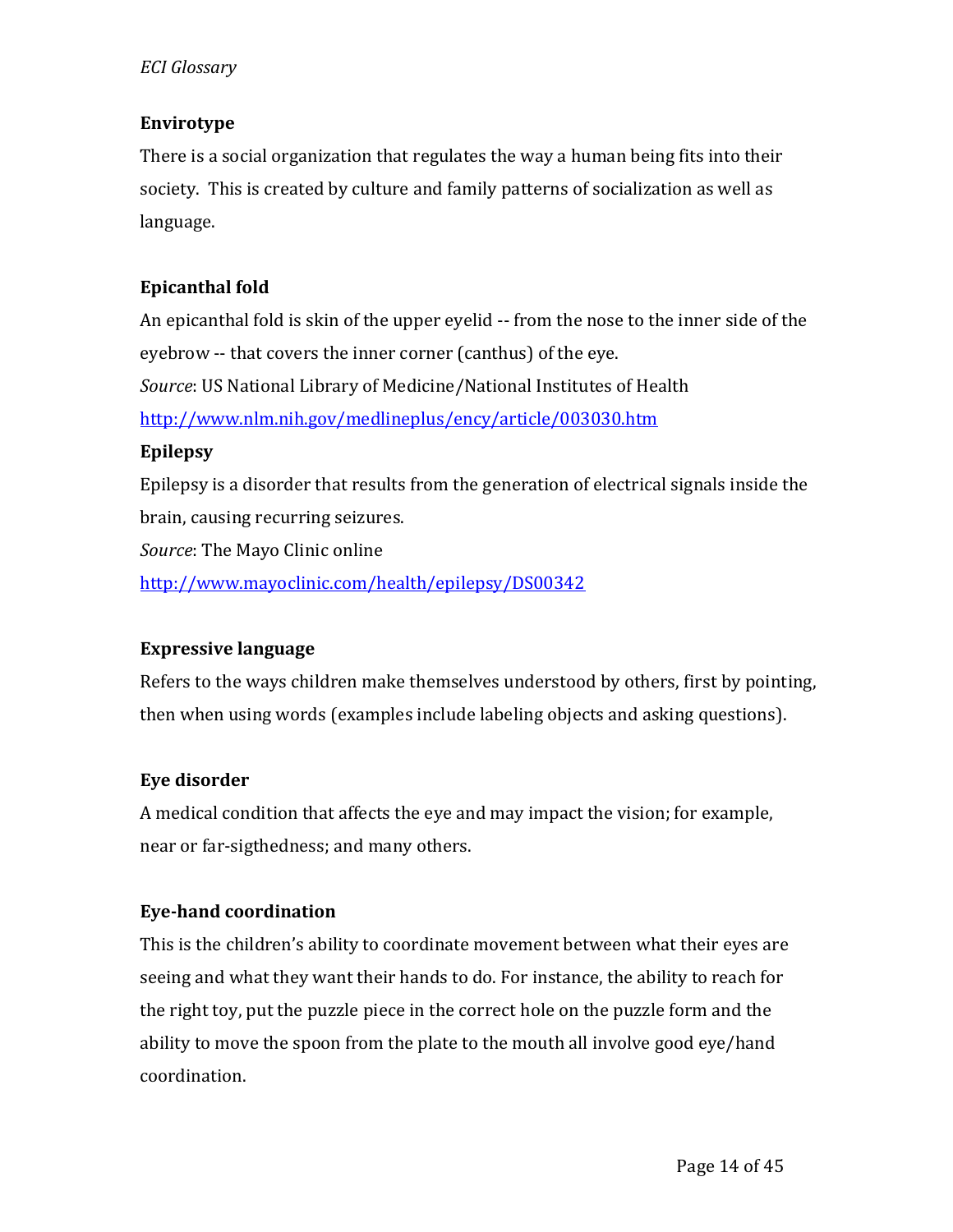**Envirotype**

There is a social organization that regulates the way a human being fits into their society. This is created by culture and family patterns of socialization as well as language.

**Epicanthal fold**

An epicanthal fold is skin of the upper eyelid -- from the nose to the inner side of the eyebrow -- that covers the inner corner (canthus) of the eye.

*Source*: US National Library of Medicine/National Institutes of Health

http://www.nlm.nih.gov/medlineplus/ency/article/003030.htm

**Epilepsy**

Epilepsy is a disorder that results from the generation of electrical signals inside the brain, causing recurring seizures.

*Source*: The Mayo Clinic online

http://www.mayoclinic.com/health/epilepsy/DS00342

**Expressive language**

Refers to the ways children make themselves understood by others, first by pointing, then when using words (examples include labeling objects and asking questions).

**Eye disorder**

A medical condition that affects the eye and may impact the vision; for example, near or far-sigthedness; and many others.

**Eye-hand coordination**

This is the children's ability to coordinate movement between what their eyes are seeing and what they want their hands to do. For instance, the ability to reach for the right toy, put the puzzle piece in the correct hole on the puzzle form and the ability to move the spoon from the plate to the mouth all involve good eye/hand coordination.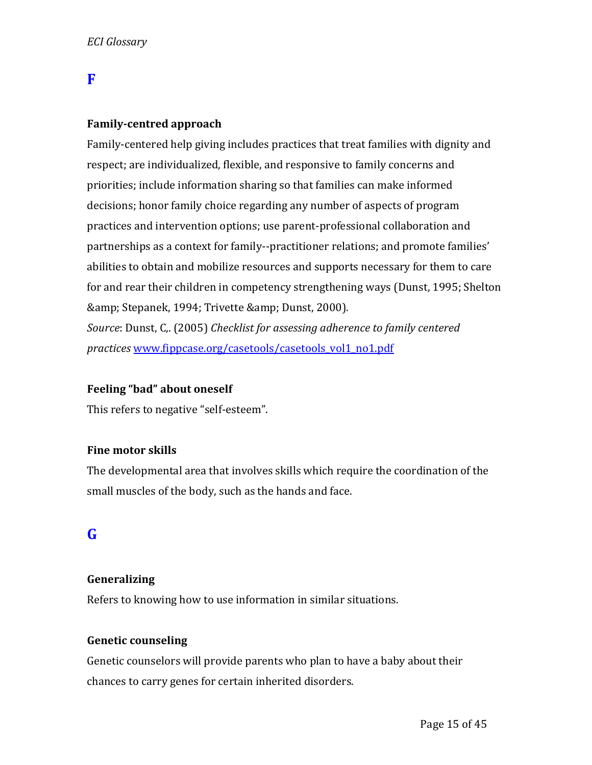## F

### Family-centred approach

Family-centered help giving includes practices that treat families with dignity and respect; are individualized, flexible, and responsive to family concerns and priorities; include information sharing so that families can make informed decisions; honor family choice regarding any number of aspects of program practices and intervention options; use parent-professional collaboration and partnerships as a context for family--practitioner relations; and promote families' abilities to obtain and mobilize resources and supports necessary for them to care for and rear their children in competency strengthening ways (Dunst, 1995; Shelton &amp; Stepanek, 1994; Trivette &amp; Dunst, 2000).

*Source*: Dunst, C,. (2005) *Checklist for assessing adherence to family centered practices* [www.fippcase.org/casetools/casetools_vol1_no1.pdf](www.fippcase.org/casetools/casetools_vol1_no1.pdf)

### Feeling "bad" about oneself

This refers to negative "self-esteem".

### Fine motor skills

The developmental area that involves skills which require the coordination of the small muscles of the body, such as the hands and face.

## G

### Generalizing

Refers to knowing how to use information in similar situations.

### Genetic counseling

Genetic counselors will provide parents who plan to have a baby about their chances to carry genes for certain inherited disorders.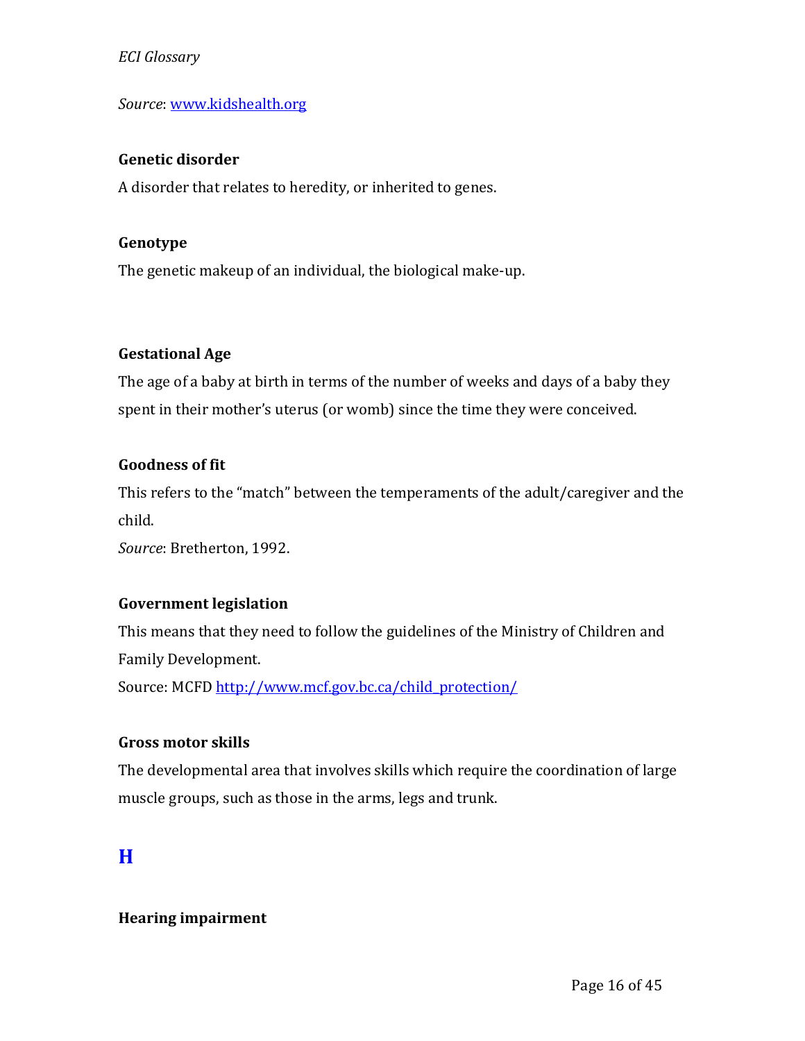*Source*: [www.kidshealth.org](www.kidshealth.org)

**Genetic disorder**

A disorder that relates to heredity, or inherited to genes.

**Genotype**

The genetic makeup of an individual, the biological make-up.

**Gestational Age**

The age of a baby at birth in terms of the number of weeks and days of a baby they spent in their mother's uterus (or womb) since the time they were conceived.

**Goodness of fit**

This refers to the "match" between the temperaments of the adult/caregiver and the child.

*Source*: Bretherton, 1992.

**Government legislation**

This means that they need to follow the guidelines of the Ministry of Children and Family Development.

Source: MCFD [http://www.mcf.gov.bc.ca/child_protection/](http://www.mcf.gov.bc.ca/child_protection/)

**Gross motor skills**

The developmental area that involves skills which require the coordination of large muscle groups, such as those in the arms, legs and trunk.

## H

**Hearing impairment**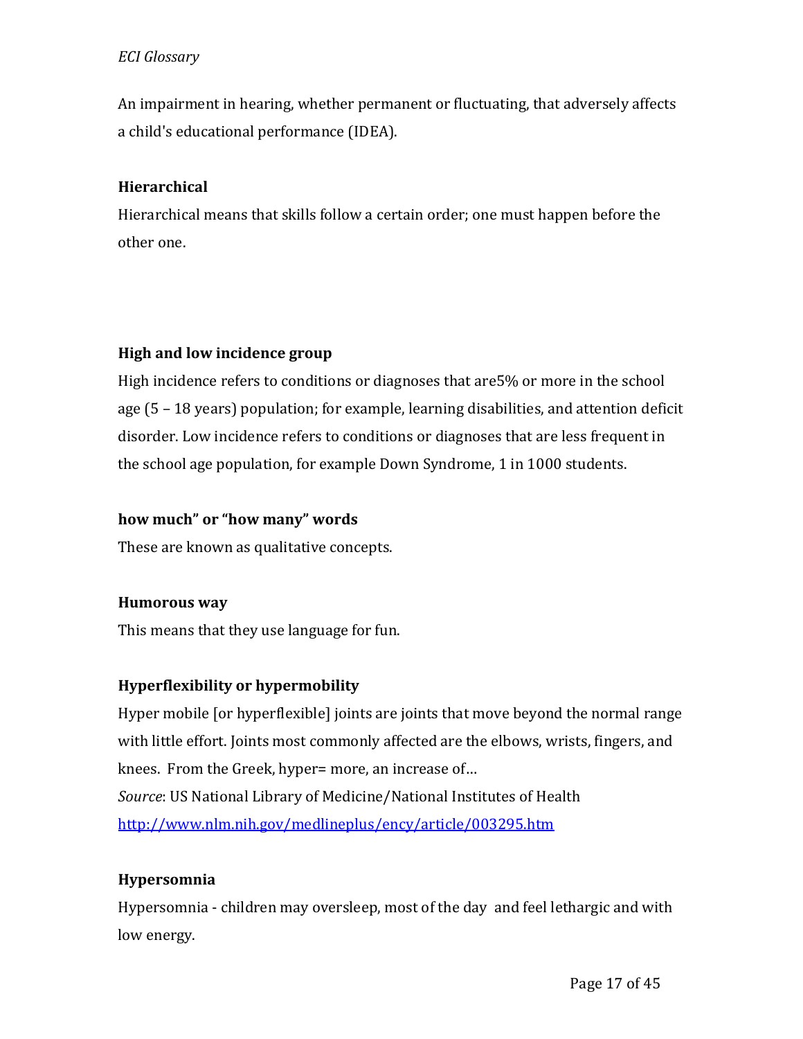An impairment in hearing, whether permanent or fluctuating, that adversely affects a child's educational performance (IDEA).

**Hierarchical**

Hierarchical means that skills follow a certain order; one must happen before the other one.

**High and low incidence group**

High incidence refers to conditions or diagnoses that are5% or more in the school age (5 – 18 years) population; for example, learning disabilities, and attention deficit disorder. Low incidence refers to conditions or diagnoses that are less frequent in the school age population, for example Down Syndrome, 1 in 1000 students.

**how much" or "how many" words**

These are known as qualitative concepts.

**Humorous way**

This means that they use language for fun.

**Hyperflexibility or hypermobility**

Hyper mobile [or hyperflexible] joints are joints that move beyond the normal range with little effort. Joints most commonly affected are the elbows, wrists, fingers, and knees. From the Greek, hyper= more, an increase of…

*Source*: US National Library of Medicine/National Institutes of Health
[http://www.nlm.nih.gov/medlineplus/ency/article/003295.htm](http://www.nlm.nih.gov/medlineplus/ency/article/003295.htm)

**Hypersomnia**

Hypersomnia - children may oversleep, most of the day and feel lethargic and with low energy.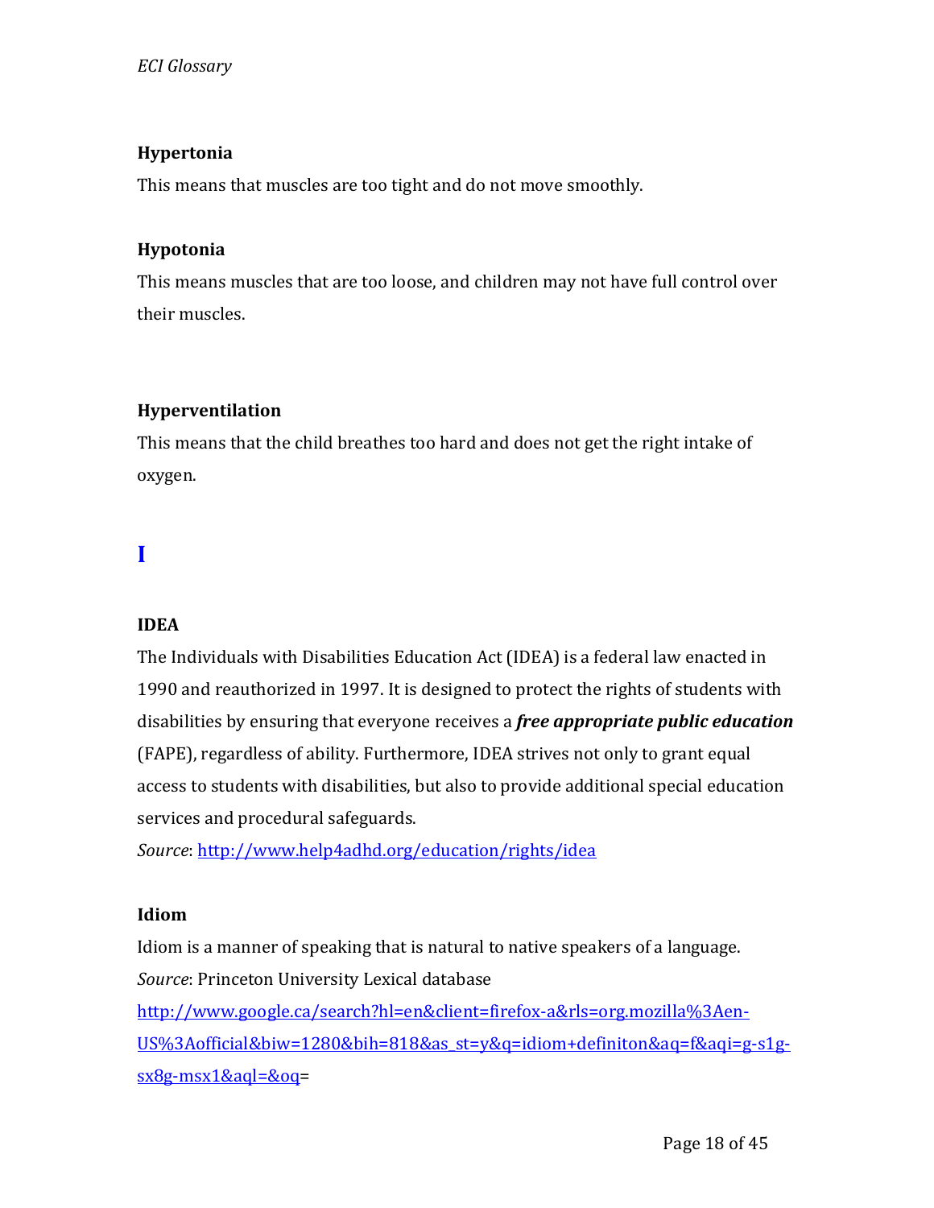### Hypertonia

This means that muscles are too tight and do not move smoothly.

### Hypotonia

This means muscles that are too loose, and children may not have full control over their muscles.

### Hyperventilation

This means that the child breathes too hard and does not get the right intake of oxygen.

## I

### IDEA

The Individuals with Disabilities Education Act (IDEA) is a federal law enacted in 1990 and reauthorized in 1997. It is designed to protect the rights of students with disabilities by ensuring that everyone receives a ***free appropriate public education*** (FAPE), regardless of ability. Furthermore, IDEA strives not only to grant equal access to students with disabilities, but also to provide additional special education services and procedural safeguards.

*Source*: http://www.help4adhd.org/education/rights/idea

### Idiom

Idiom is a manner of speaking that is natural to native speakers of a language.

*Source*: Princeton University Lexical database

http://www.google.ca/search?hl=en&client=firefox-a&rls=org.mozilla%3Aen-US%3Aofficial&biw=1280&bih=818&as_st=y&q=idiom+definiton&aq=f&aqi=g-s1g-sx8g-msx1&aql=&oq=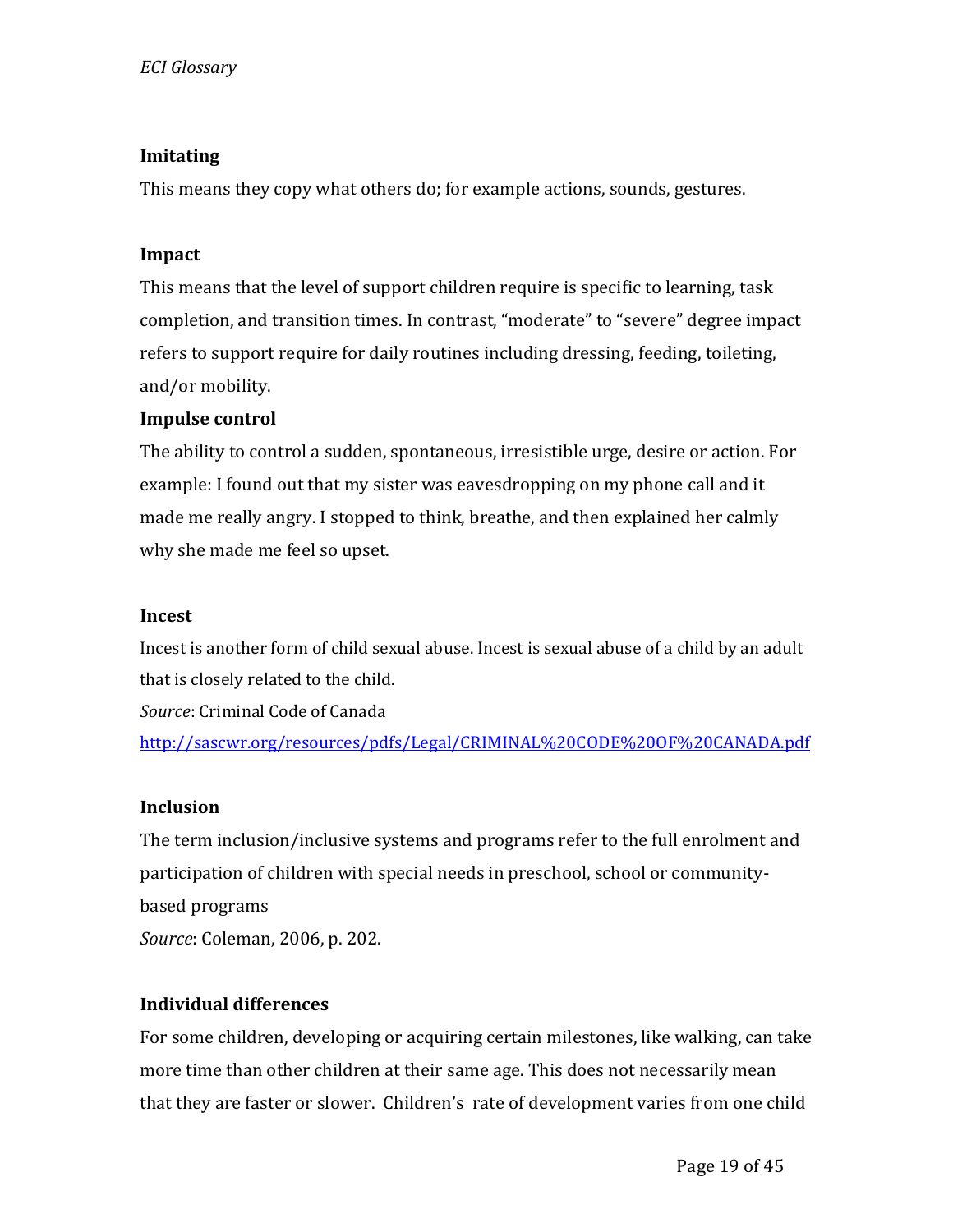**Imitating**

This means they copy what others do; for example actions, sounds, gestures.

**Impact**

This means that the level of support children require is specific to learning, task completion, and transition times. In contrast, “moderate” to “severe” degree impact refers to support require for daily routines including dressing, feeding, toileting, and/or mobility.

**Impulse control**

The ability to control a sudden, spontaneous, irresistible urge, desire or action. For example: I found out that my sister was eavesdropping on my phone call and it made me really angry. I stopped to think, breathe, and then explained her calmly why she made me feel so upset.

**Incest**

Incest is another form of child sexual abuse. Incest is sexual abuse of a child by an adult that is closely related to the child.

*Source*: Criminal Code of Canada
http://sascwr.org/resources/pdfs/Legal/CRIMINAL%20CODE%20OF%20CANADA.pdf

**Inclusion**

The term inclusion/inclusive systems and programs refer to the full enrolment and participation of children with special needs in preschool, school or community-based programs

*Source*: Coleman, 2006, p. 202.

**Individual differences**

For some children, developing or acquiring certain milestones, like walking, can take more time than other children at their same age. This does not necessarily mean that they are faster or slower. Children’s rate of development varies from one child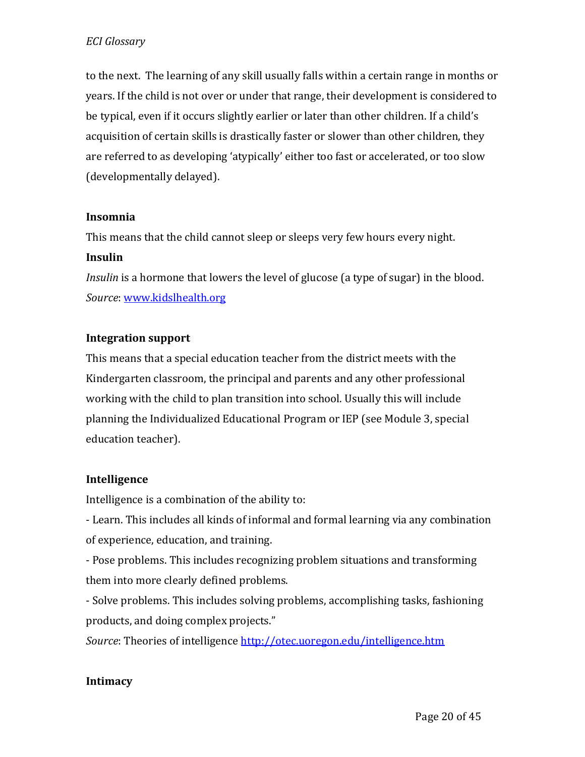to the next. The learning of any skill usually falls within a certain range in months or years. If the child is not over or under that range, their development is considered to be typical, even if it occurs slightly earlier or later than other children. If a child's acquisition of certain skills is drastically faster or slower than other children, they are referred to as developing 'atypically' either too fast or accelerated, or too slow (developmentally delayed).

**Insomnia**

This means that the child cannot sleep or sleeps very few hours every night.

**Insulin**

*Insulin* is a hormone that lowers the level of glucose (a type of sugar) in the blood.
*Source*: [www.kidslhealth.org](www.kidslhealth.org)

**Integration support**

This means that a special education teacher from the district meets with the Kindergarten classroom, the principal and parents and any other professional working with the child to plan transition into school. Usually this will include planning the Individualized Educational Program or IEP (see Module 3, special education teacher).

**Intelligence**

Intelligence is a combination of the ability to:

- Learn. This includes all kinds of informal and formal learning via any combination of experience, education, and training.
- Pose problems. This includes recognizing problem situations and transforming them into more clearly defined problems.
- Solve problems. This includes solving problems, accomplishing tasks, fashioning products, and doing complex projects."

*Source*: Theories of intelligence [http://otec.uoregon.edu/intelligence.htm](http://otec.uoregon.edu/intelligence.htm)

**Intimacy**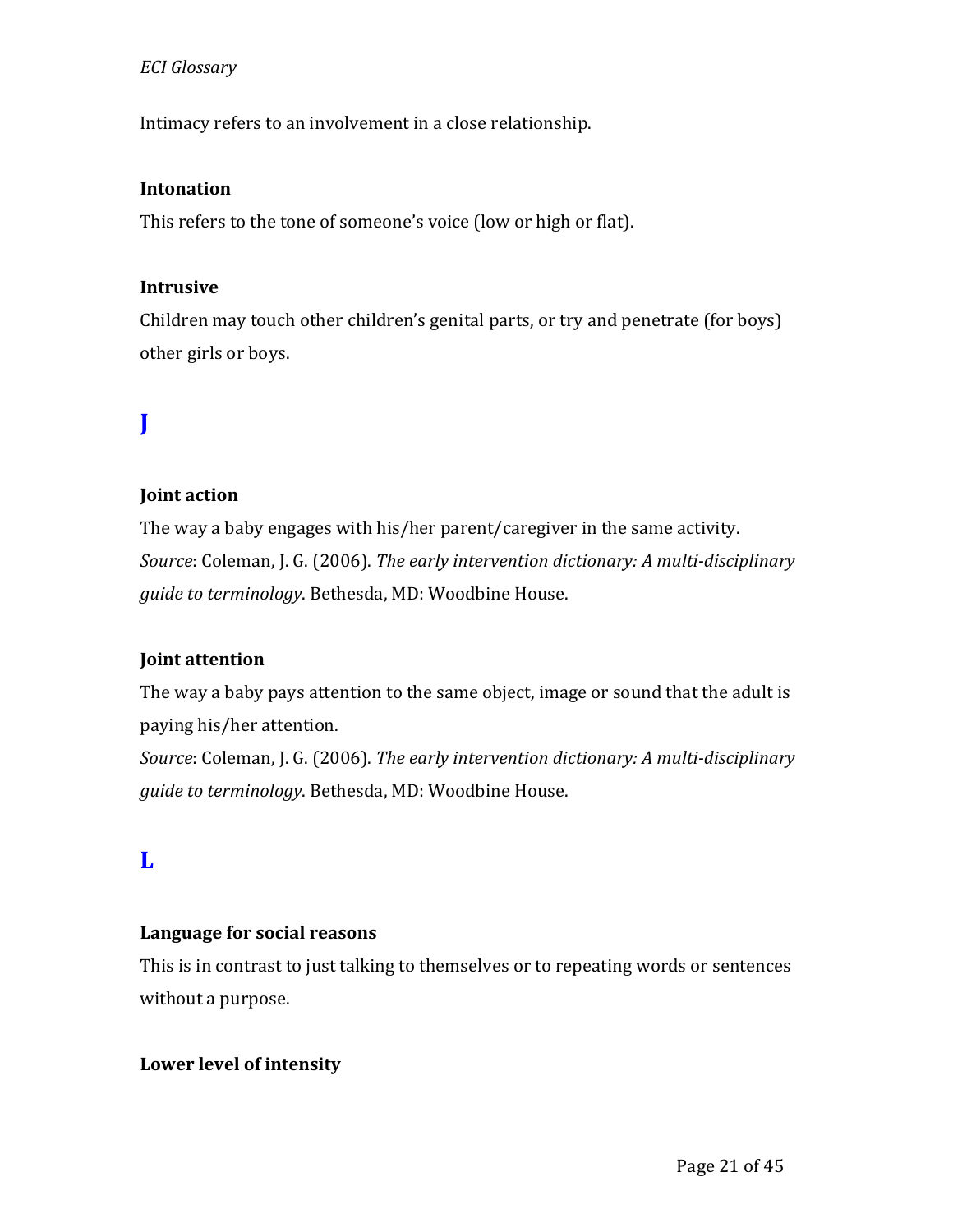Intimacy refers to an involvement in a close relationship.

**Intonation**

This refers to the tone of someone's voice (low or high or flat).

**Intrusive**

Children may touch other children's genital parts, or try and penetrate (for boys) other girls or boys.

## J

**Joint action**

The way a baby engages with his/her parent/caregiver in the same activity.
*Source*: Coleman, J. G. (2006). *The early intervention dictionary: A multi-disciplinary guide to terminology*. Bethesda, MD: Woodbine House.

**Joint attention**

The way a baby pays attention to the same object, image or sound that the adult is paying his/her attention.
*Source*: Coleman, J. G. (2006). *The early intervention dictionary: A multi-disciplinary guide to terminology*. Bethesda, MD: Woodbine House.

## L

**Language for social reasons**

This is in contrast to just talking to themselves or to repeating words or sentences without a purpose.

**Lower level of intensity**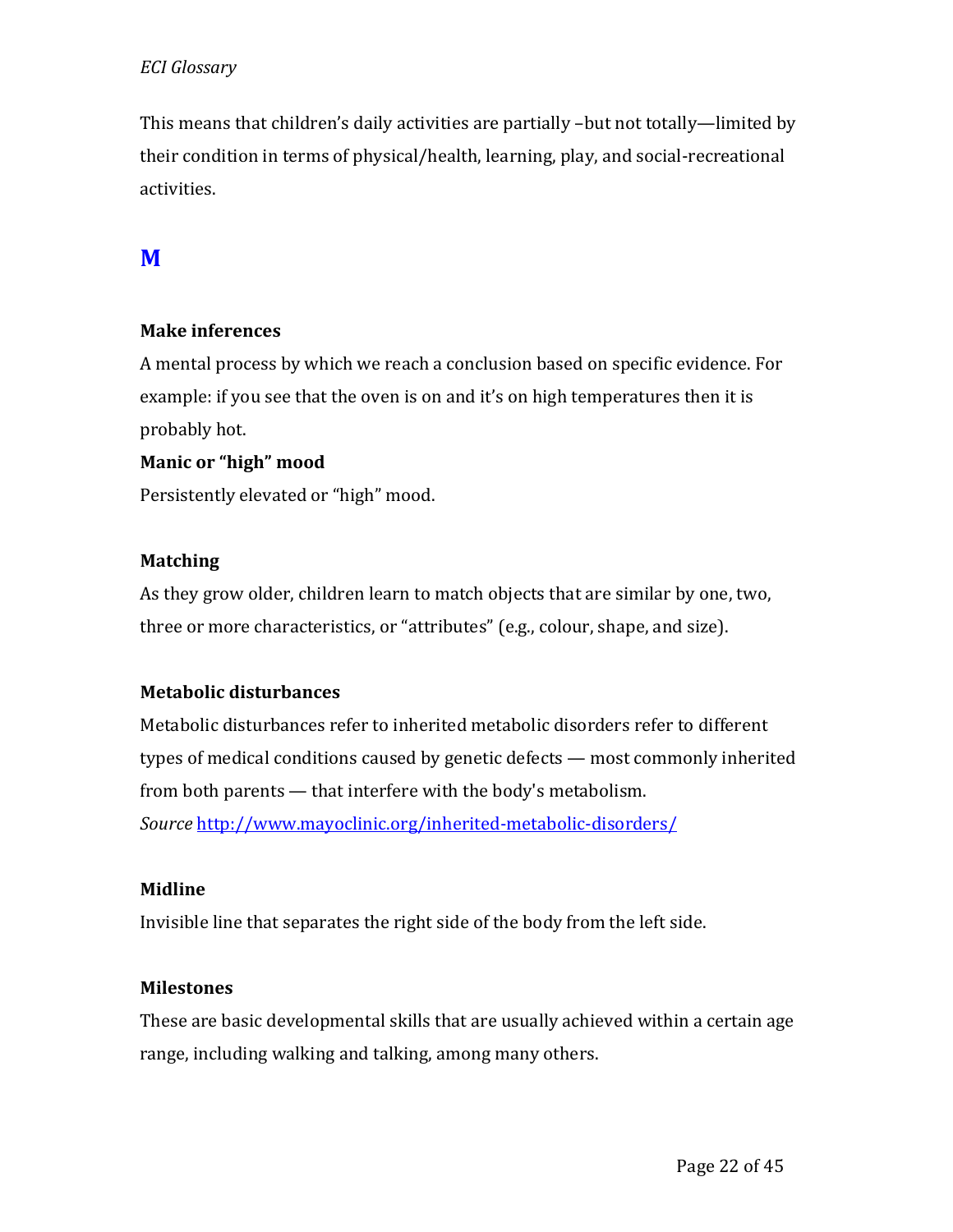This means that children's daily activities are partially –but not totally—limited by their condition in terms of physical/health, learning, play, and social-recreational activities.

## M

**Make inferences**

A mental process by which we reach a conclusion based on specific evidence. For example: if you see that the oven is on and it's on high temperatures then it is probably hot.

**Manic or "high" mood**

Persistently elevated or "high" mood.

**Matching**

As they grow older, children learn to match objects that are similar by one, two, three or more characteristics, or "attributes" (e.g., colour, shape, and size).

**Metabolic disturbances**

Metabolic disturbances refer to inherited metabolic disorders refer to different types of medical conditions caused by genetic defects — most commonly inherited from both parents — that interfere with the body's metabolism.
*Source* [http://www.mayoclinic.org/inherited-metabolic-disorders/](http://www.mayoclinic.org/inherited-metabolic-disorders/)

**Midline**

Invisible line that separates the right side of the body from the left side.

**Milestones**

These are basic developmental skills that are usually achieved within a certain age range, including walking and talking, among many others.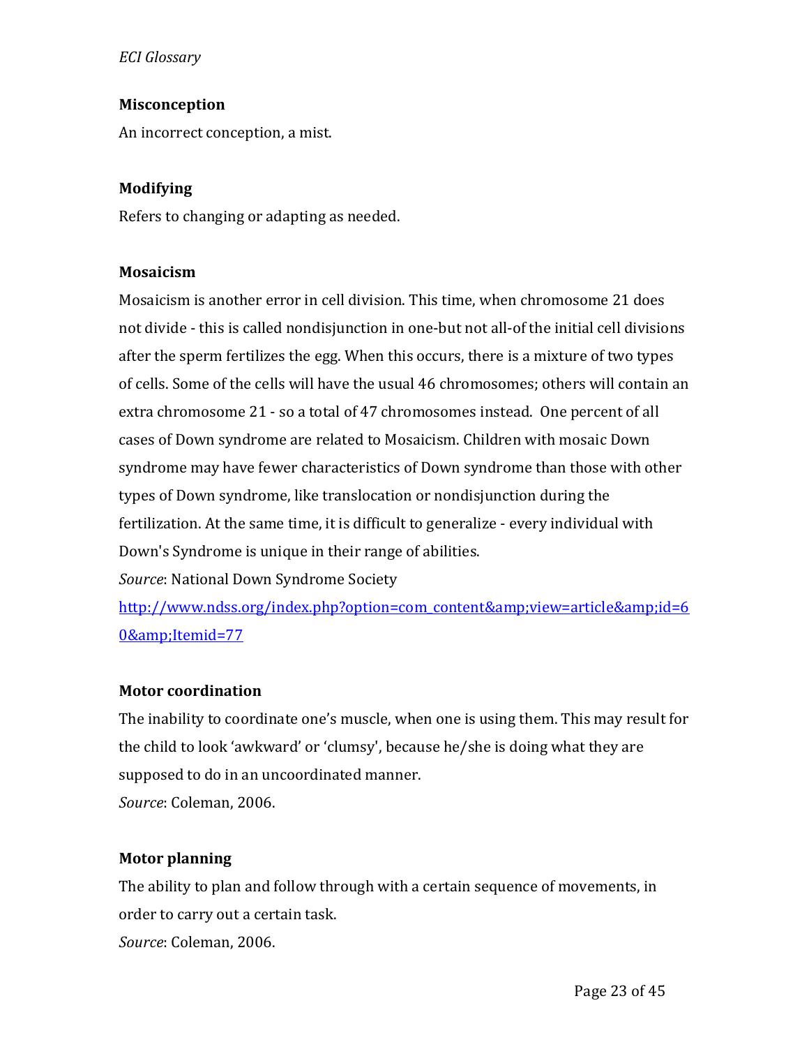**Misconception**

An incorrect conception, a mist.

**Modifying**

Refers to changing or adapting as needed.

**Mosaicism**

Mosaicism is another error in cell division. This time, when chromosome 21 does not divide - this is called nondisjunction in one-but not all-of the initial cell divisions after the sperm fertilizes the egg. When this occurs, there is a mixture of two types of cells. Some of the cells will have the usual 46 chromosomes; others will contain an extra chromosome 21 - so a total of 47 chromosomes instead. One percent of all cases of Down syndrome are related to Mosaicism. Children with mosaic Down syndrome may have fewer characteristics of Down syndrome than those with other types of Down syndrome, like translocation or nondisjunction during the fertilization. At the same time, it is difficult to generalize - every individual with Down's Syndrome is unique in their range of abilities.

*Source*: National Down Syndrome Society

[http://www.ndss.org/index.php?option=com_content&amp;view=article&amp;id=60&amp;Itemid=77](http://www.ndss.org/index.php?option=com_content&amp;view=article&amp;id=60&amp;Itemid=77)

**Motor coordination**

The inability to coordinate one's muscle, when one is using them. This may result for the child to look 'awkward' or 'clumsy', because he/she is doing what they are supposed to do in an uncoordinated manner.

*Source*: Coleman, 2006.

**Motor planning**

The ability to plan and follow through with a certain sequence of movements, in order to carry out a certain task.

*Source*: Coleman, 2006.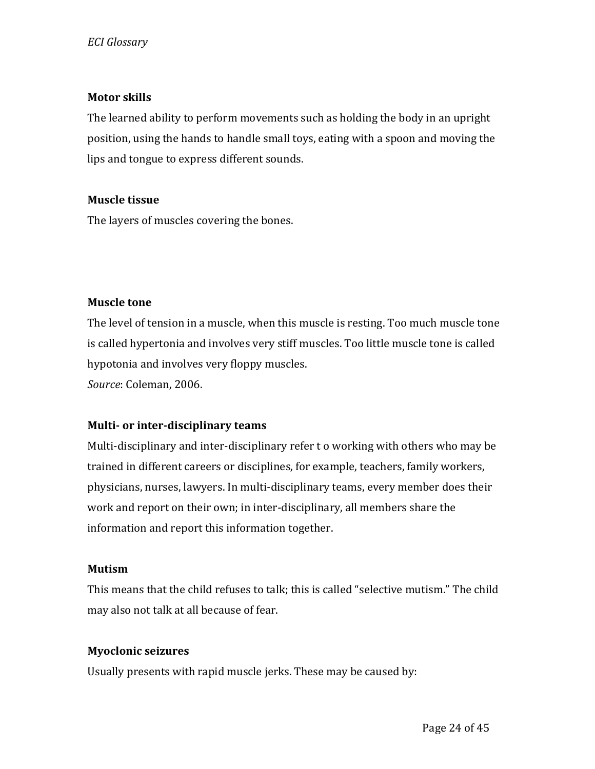**Motor skills**

The learned ability to perform movements such as holding the body in an upright position, using the hands to handle small toys, eating with a spoon and moving the lips and tongue to express different sounds.

**Muscle tissue**

The layers of muscles covering the bones.

**Muscle tone**

The level of tension in a muscle, when this muscle is resting. Too much muscle tone is called hypertonia and involves very stiff muscles. Too little muscle tone is called hypotonia and involves very floppy muscles.
*Source*: Coleman, 2006.

**Multi- or inter-disciplinary teams**

Multi-disciplinary and inter-disciplinary refer t o working with others who may be trained in different careers or disciplines, for example, teachers, family workers, physicians, nurses, lawyers. In multi-disciplinary teams, every member does their work and report on their own; in inter-disciplinary, all members share the information and report this information together.

**Mutism**

This means that the child refuses to talk; this is called "selective mutism." The child may also not talk at all because of fear.

**Myoclonic seizures**

Usually presents with rapid muscle jerks. These may be caused by: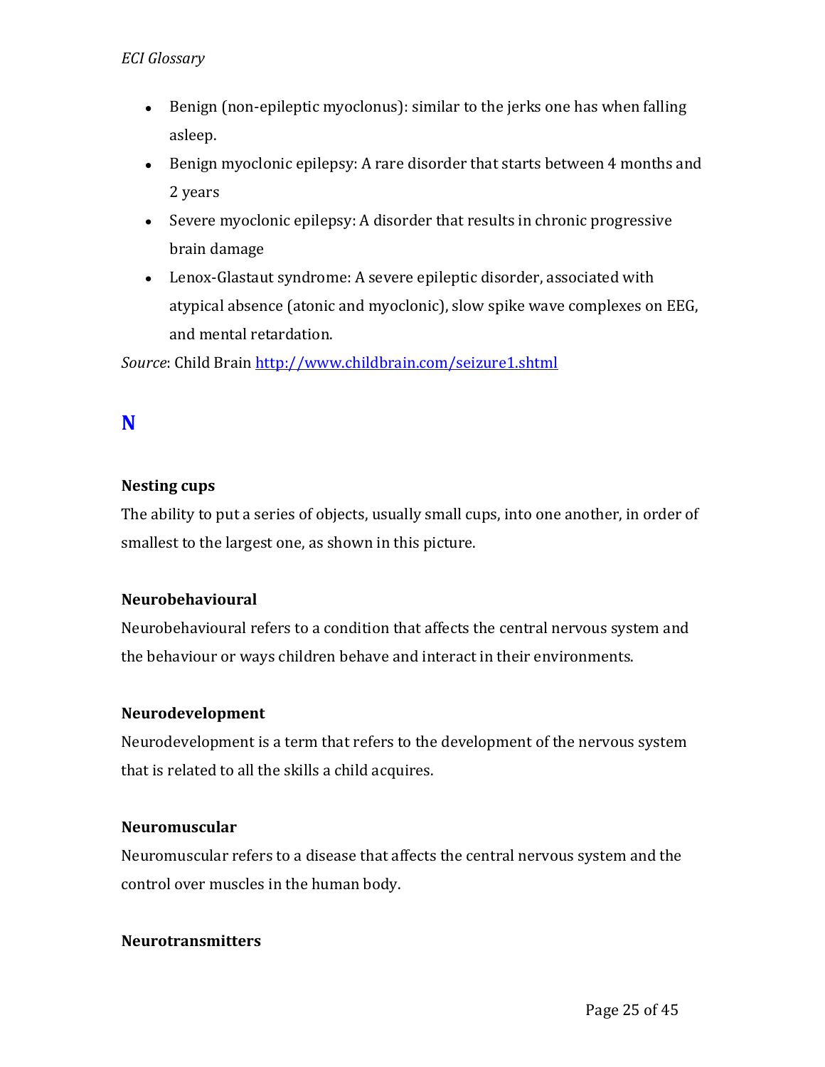- Benign (non-epileptic myoclonus): similar to the jerks one has when falling asleep.
- Benign myoclonic epilepsy: A rare disorder that starts between 4 months and 2 years
- Severe myoclonic epilepsy: A disorder that results in chronic progressive brain damage
- Lenox-Glastaut syndrome: A severe epileptic disorder, associated with atypical absence (atonic and myoclonic), slow spike wave complexes on EEG, and mental retardation.

*Source*: Child Brain [http://www.childbrain.com/seizure1.shtml](http://www.childbrain.com/seizure1.shtml)

## N

**Nesting cups**

The ability to put a series of objects, usually small cups, into one another, in order of smallest to the largest one, as shown in this picture.

**Neurobehavioural**

Neurobehavioural refers to a condition that affects the central nervous system and the behaviour or ways children behave and interact in their environments.

**Neurodevelopment**

Neurodevelopment is a term that refers to the development of the nervous system that is related to all the skills a child acquires.

**Neuromuscular**

Neuromuscular refers to a disease that affects the central nervous system and the control over muscles in the human body.

**Neurotransmitters**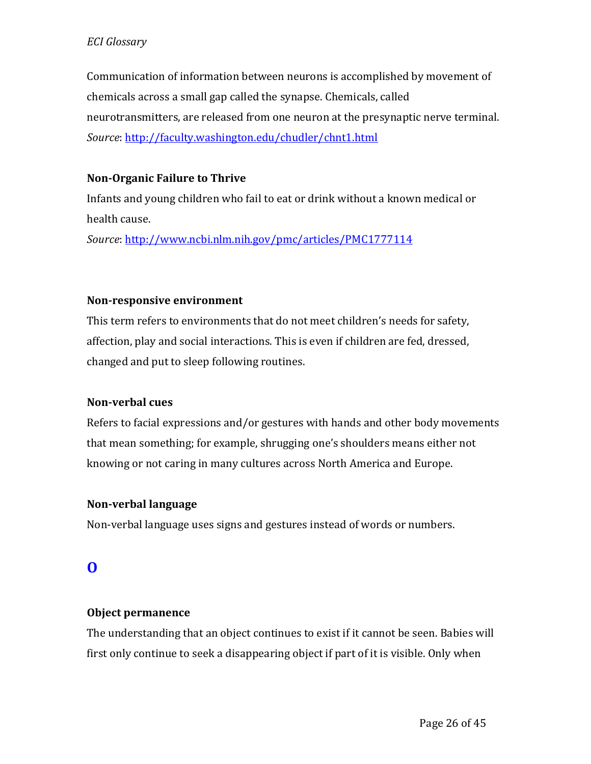Communication of information between neurons is accomplished by movement of chemicals across a small gap called the synapse. Chemicals, called neurotransmitters, are released from one neuron at the presynaptic nerve terminal.
*Source*: http://faculty.washington.edu/chudler/chnt1.html

**Non-Organic Failure to Thrive**

Infants and young children who fail to eat or drink without a known medical or health cause.
*Source*: http://www.ncbi.nlm.nih.gov/pmc/articles/PMC1777114

**Non-responsive environment**

This term refers to environments that do not meet children's needs for safety, affection, play and social interactions. This is even if children are fed, dressed, changed and put to sleep following routines.

**Non-verbal cues**

Refers to facial expressions and/or gestures with hands and other body movements that mean something; for example, shrugging one's shoulders means either not knowing or not caring in many cultures across North America and Europe.

**Non-verbal language**

Non-verbal language uses signs and gestures instead of words or numbers.

## O

**Object permanence**

The understanding that an object continues to exist if it cannot be seen. Babies will first only continue to seek a disappearing object if part of it is visible. Only when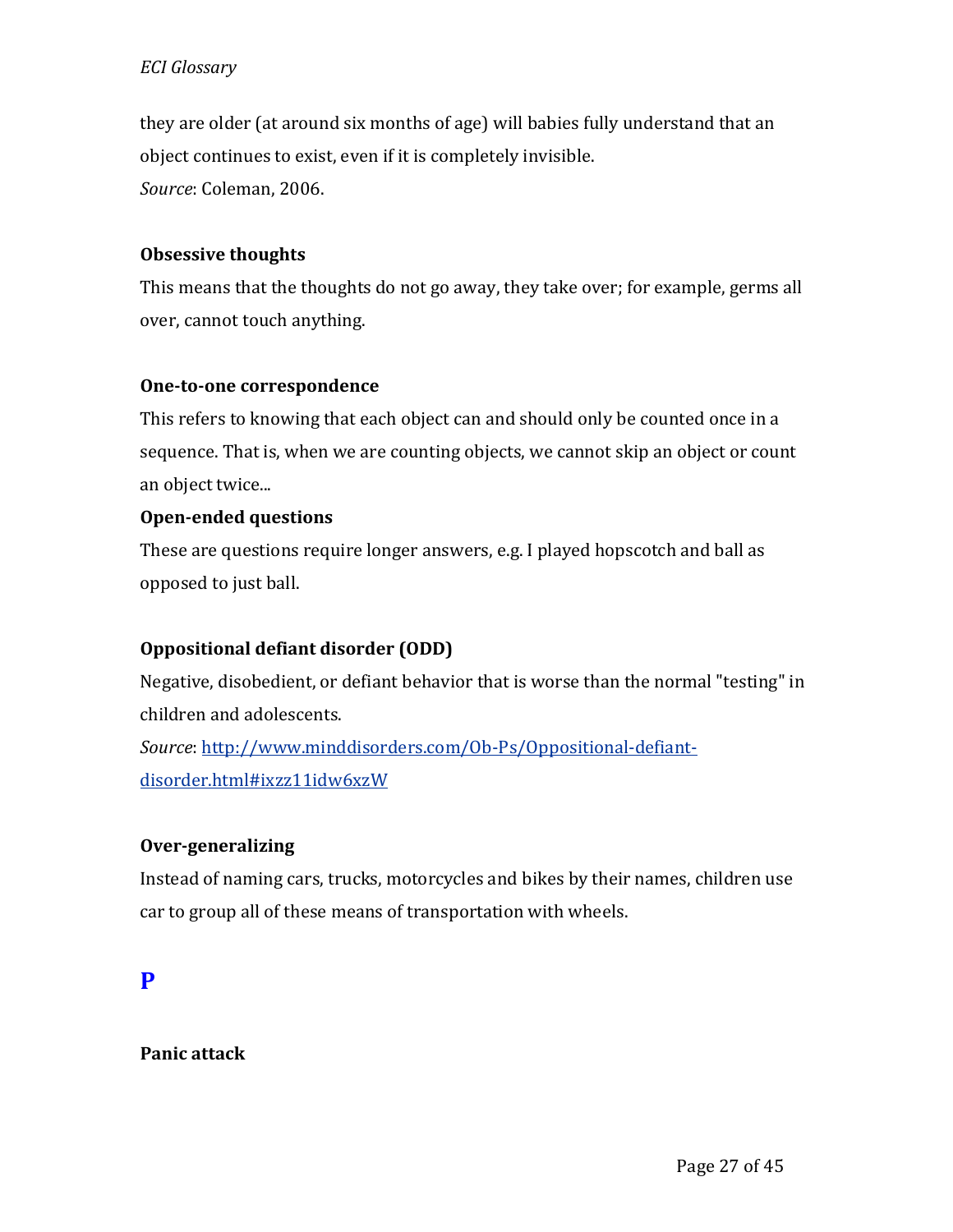they are older (at around six months of age) will babies fully understand that an object continues to exist, even if it is completely invisible.
*Source*: Coleman, 2006.

**Obsessive thoughts**

This means that the thoughts do not go away, they take over; for example, germs all over, cannot touch anything.

**One-to-one correspondence**

This refers to knowing that each object can and should only be counted once in a sequence. That is, when we are counting objects, we cannot skip an object or count an object twice...

**Open-ended questions**

These are questions require longer answers, e.g. I played hopscotch and ball as opposed to just ball.

**Oppositional defiant disorder (ODD)**

Negative, disobedient, or defiant behavior that is worse than the normal "testing" in children and adolescents.
*Source*: [http://www.minddisorders.com/Ob-Ps/Oppositional-defiant-disorder.html#ixzz11idw6xzW](http://www.minddisorders.com/Ob-Ps/Oppositional-defiant-disorder.html#ixzz11idw6xzW)

**Over-generalizing**

Instead of naming cars, trucks, motorcycles and bikes by their names, children use car to group all of these means of transportation with wheels.

## P

**Panic attack**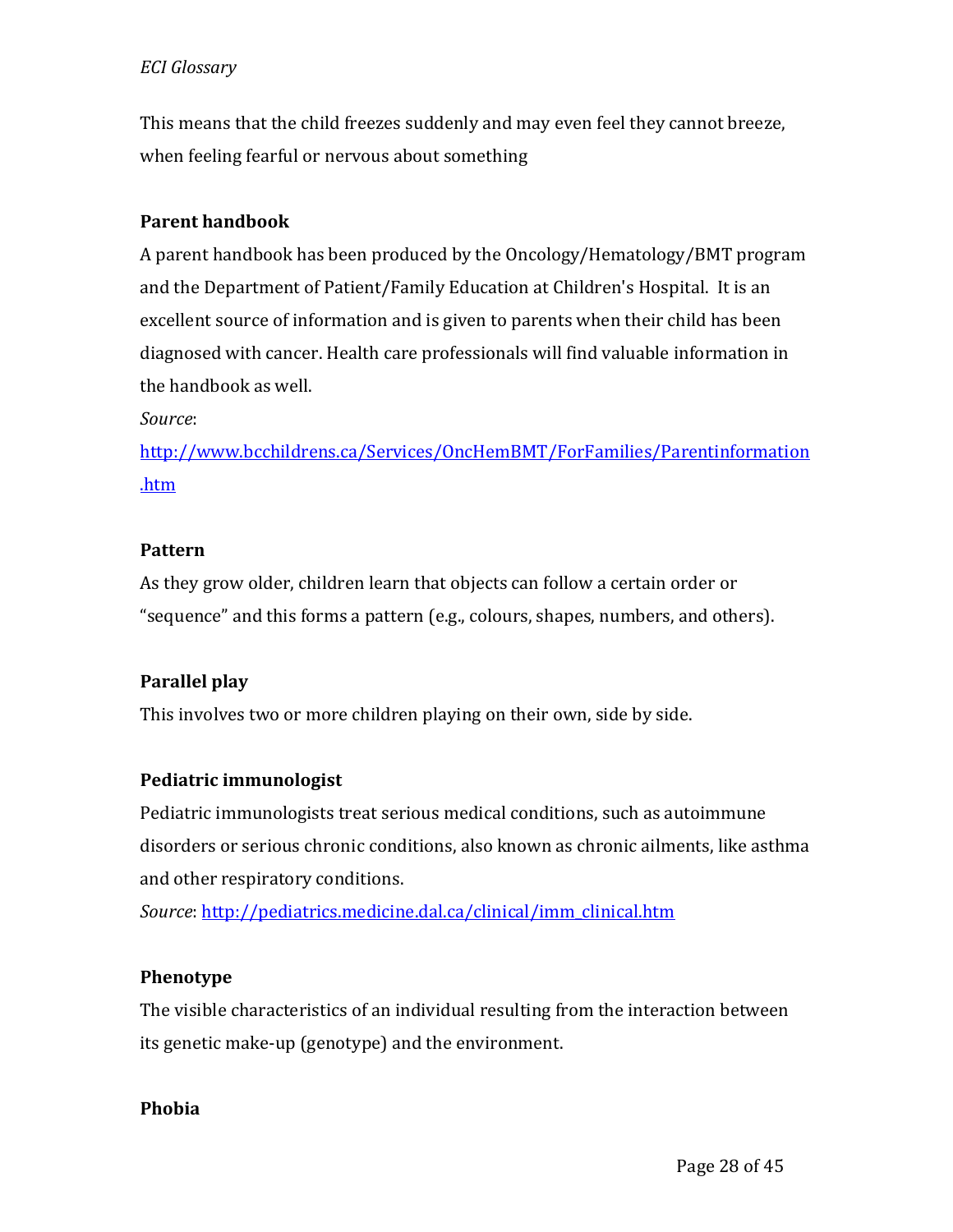This means that the child freezes suddenly and may even feel they cannot breeze, when feeling fearful or nervous about something

**Parent handbook**

A parent handbook has been produced by the Oncology/Hematology/BMT program and the Department of Patient/Family Education at Children's Hospital. It is an excellent source of information and is given to parents when their child has been diagnosed with cancer. Health care professionals will find valuable information in the handbook as well.

*Source*: [http://www.bcchildrens.ca/Services/OncHemBMT/ForFamilies/Parentinformation.htm](http://www.bcchildrens.ca/Services/OncHemBMT/ForFamilies/Parentinformation.htm)

**Pattern**

As they grow older, children learn that objects can follow a certain order or "sequence" and this forms a pattern (e.g., colours, shapes, numbers, and others).

**Parallel play**

This involves two or more children playing on their own, side by side.

**Pediatric immunologist**

Pediatric immunologists treat serious medical conditions, such as autoimmune disorders or serious chronic conditions, also known as chronic ailments, like asthma and other respiratory conditions.

*Source*: [http://pediatrics.medicine.dal.ca/clinical/imm_clinical.htm](http://pediatrics.medicine.dal.ca/clinical/imm_clinical.htm)

**Phenotype**

The visible characteristics of an individual resulting from the interaction between its genetic make-up (genotype) and the environment.

**Phobia**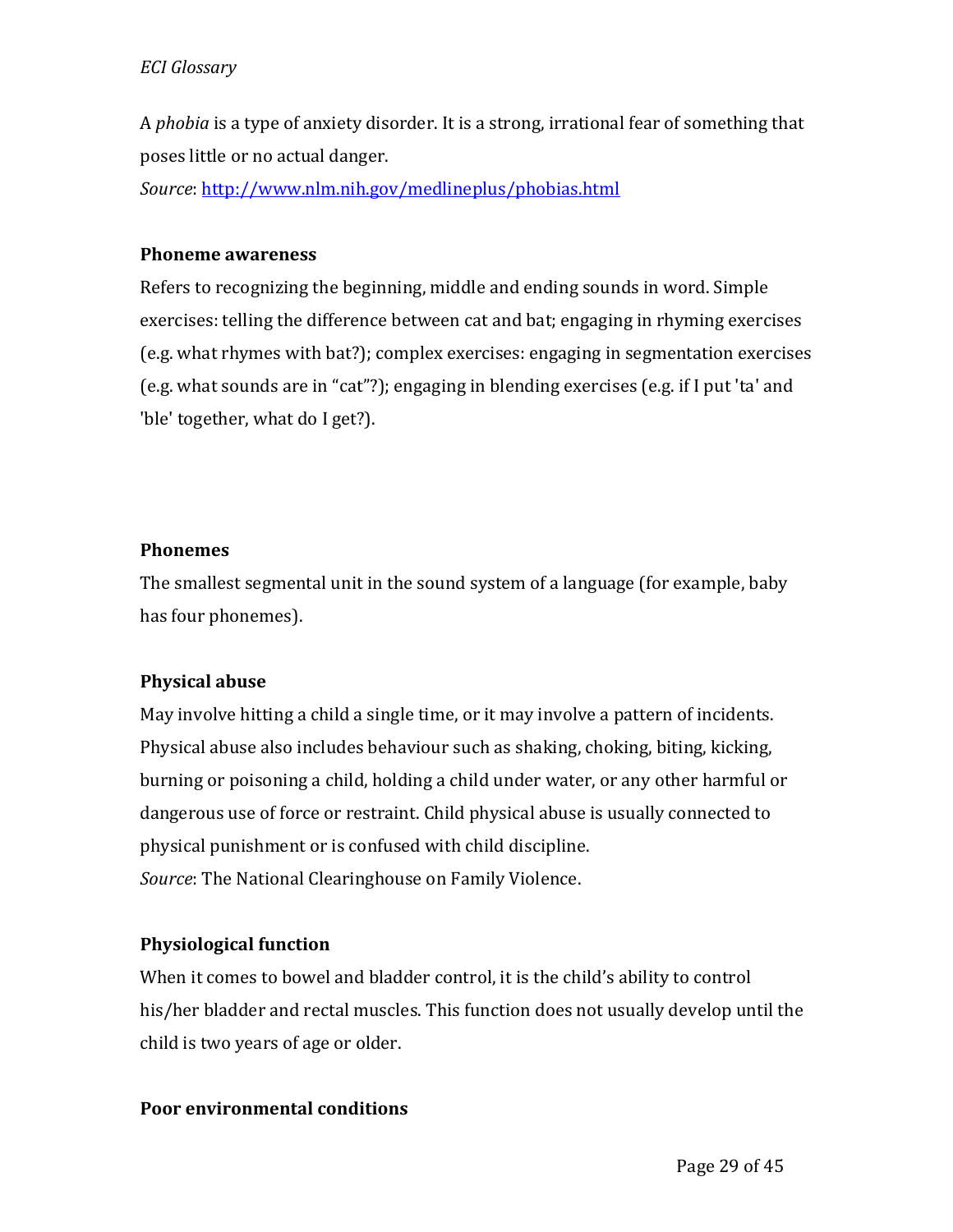A *phobia* is a type of anxiety disorder. It is a strong, irrational fear of something that poses little or no actual danger.
*Source*: [http://www.nlm.nih.gov/medlineplus/phobias.html](http://www.nlm.nih.gov/medlineplus/phobias.html)

**Phoneme awareness**

Refers to recognizing the beginning, middle and ending sounds in word. Simple exercises: telling the difference between cat and bat; engaging in rhyming exercises (e.g. what rhymes with bat?); complex exercises: engaging in segmentation exercises (e.g. what sounds are in "cat"?); engaging in blending exercises (e.g. if I put 'ta' and 'ble' together, what do I get?).

**Phonemes**

The smallest segmental unit in the sound system of a language (for example, baby has four phonemes).

**Physical abuse**

May involve hitting a child a single time, or it may involve a pattern of incidents. Physical abuse also includes behaviour such as shaking, choking, biting, kicking, burning or poisoning a child, holding a child under water, or any other harmful or dangerous use of force or restraint. Child physical abuse is usually connected to physical punishment or is confused with child discipline.
*Source*: The National Clearinghouse on Family Violence.

**Physiological function**

When it comes to bowel and bladder control, it is the child's ability to control his/her bladder and rectal muscles. This function does not usually develop until the child is two years of age or older.

**Poor environmental conditions**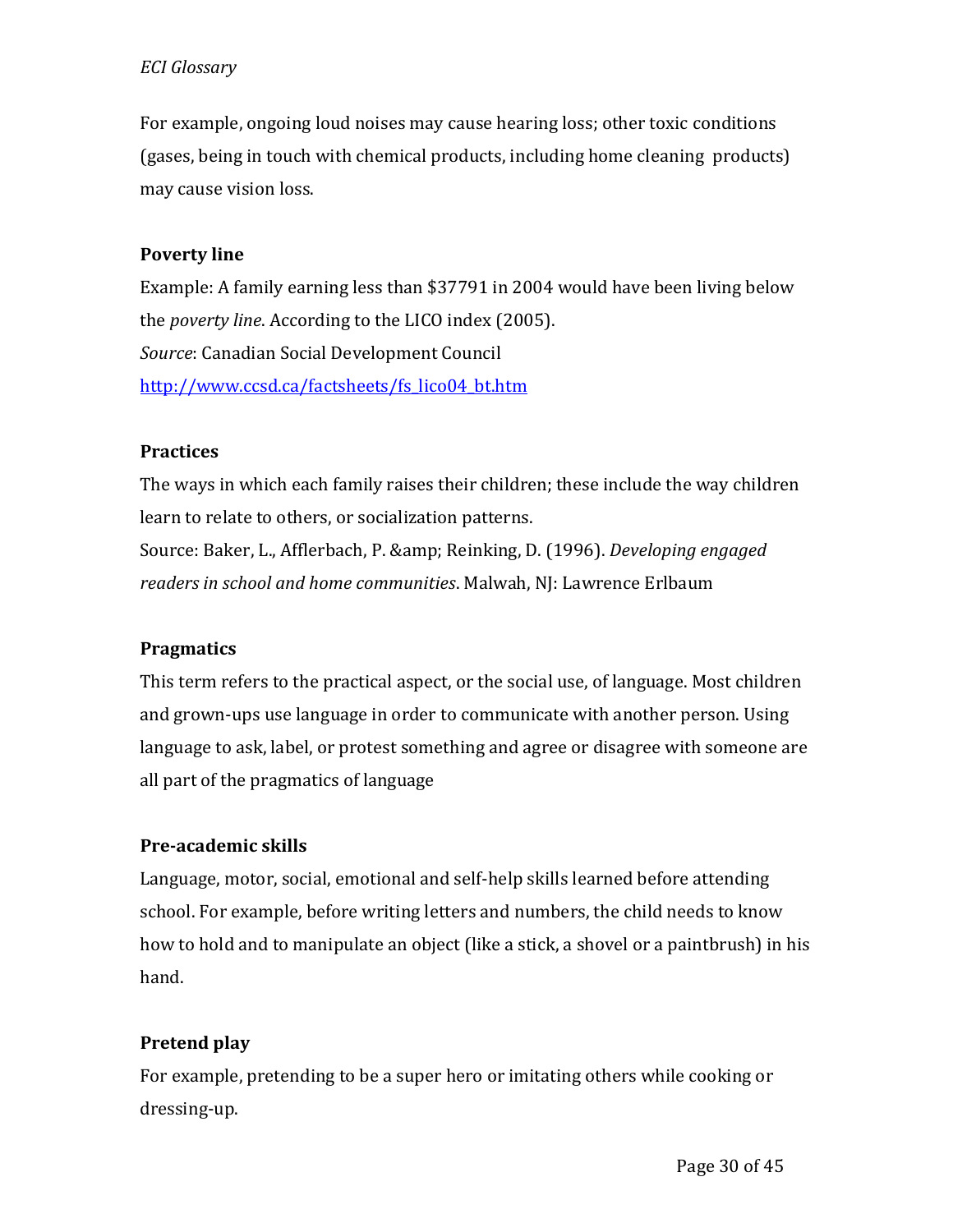For example, ongoing loud noises may cause hearing loss; other toxic conditions (gases, being in touch with chemical products, including home cleaning products) may cause vision loss.

**Poverty line**

Example: A family earning less than $37791 in 2004 would have been living below the *poverty line*. According to the LICO index (2005).
*Source*: Canadian Social Development Council
http://www.ccsd.ca/factsheets/fs_lico04_bt.htm

**Practices**

The ways in which each family raises their children; these include the way children learn to relate to others, or socialization patterns.
Source: Baker, L., Afflerbach, P. &amp; Reinking, D. (1996). *Developing engaged readers in school and home communities*. Malwah, NJ: Lawrence Erlbaum

**Pragmatics**

This term refers to the practical aspect, or the social use, of language. Most children and grown-ups use language in order to communicate with another person. Using language to ask, label, or protest something and agree or disagree with someone are all part of the pragmatics of language

**Pre-academic skills**

Language, motor, social, emotional and self-help skills learned before attending school. For example, before writing letters and numbers, the child needs to know how to hold and to manipulate an object (like a stick, a shovel or a paintbrush) in his hand.

**Pretend play**

For example, pretending to be a super hero or imitating others while cooking or dressing-up.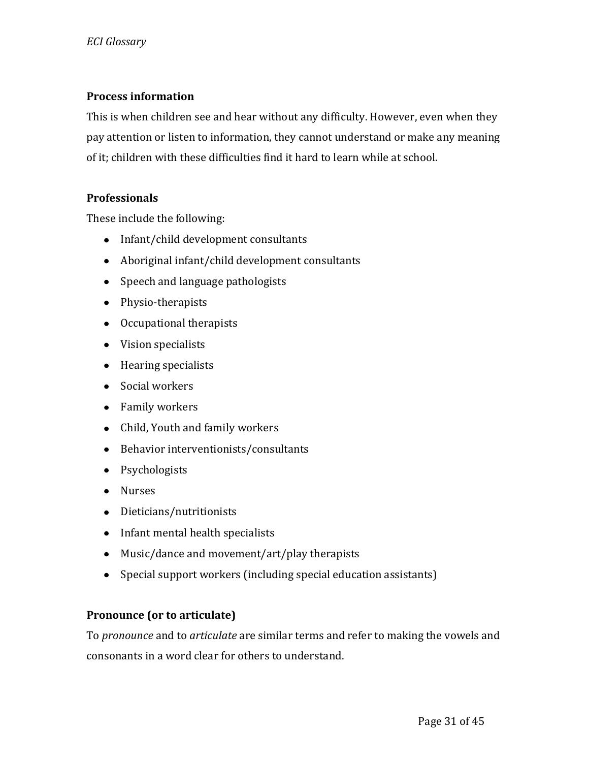**Process information**

This is when children see and hear without any difficulty. However, even when they pay attention or listen to information, they cannot understand or make any meaning of it; children with these difficulties find it hard to learn while at school.

**Professionals**

These include the following:

- Infant/child development consultants
- Aboriginal infant/child development consultants
- Speech and language pathologists
- Physio-therapists
- Occupational therapists
- Vision specialists
- Hearing specialists
- Social workers
- Family workers
- Child, Youth and family workers
- Behavior interventionists/consultants
- Psychologists
- Nurses
- Dieticians/nutritionists
- Infant mental health specialists
- Music/dance and movement/art/play therapists
- Special support workers (including special education assistants)

**Pronounce (or to articulate)**

To *pronounce* and to *articulate* are similar terms and refer to making the vowels and consonants in a word clear for others to understand.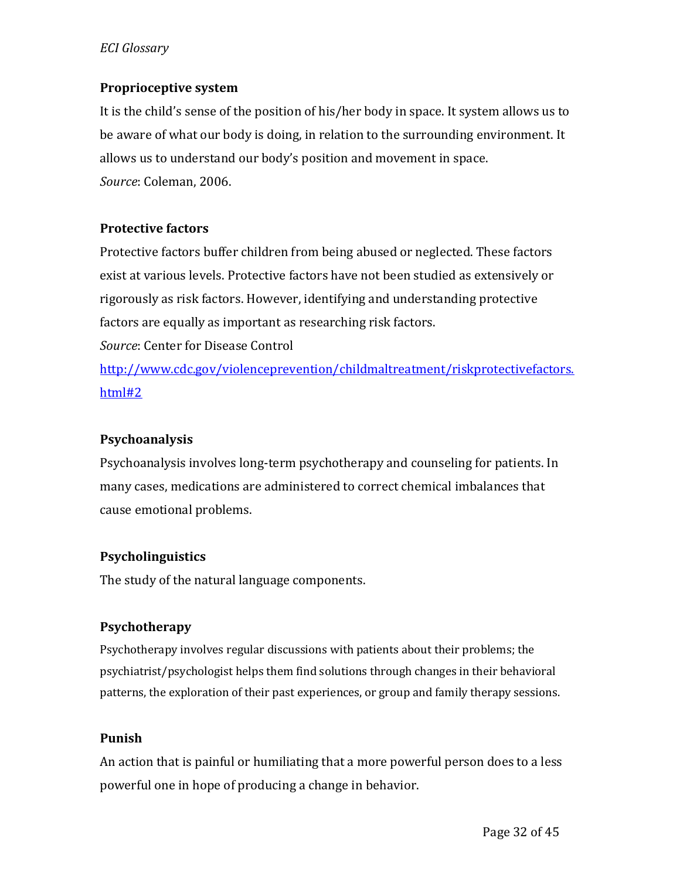**Proprioceptive system**

It is the child's sense of the position of his/her body in space. It system allows us to be aware of what our body is doing, in relation to the surrounding environment. It allows us to understand our body's position and movement in space.
*Source*: Coleman, 2006.

**Protective factors**

Protective factors buffer children from being abused or neglected. These factors exist at various levels. Protective factors have not been studied as extensively or rigorously as risk factors. However, identifying and understanding protective factors are equally as important as researching risk factors.
*Source*: Center for Disease Control
[http://www.cdc.gov/violenceprevention/childmaltreatment/riskprotectivefactors.html#2](http://www.cdc.gov/violenceprevention/childmaltreatment/riskprotectivefactors.html#2)

**Psychoanalysis**

Psychoanalysis involves long-term psychotherapy and counseling for patients. In many cases, medications are administered to correct chemical imbalances that cause emotional problems.

**Psycholinguistics**

The study of the natural language components.

**Psychotherapy**

Psychotherapy involves regular discussions with patients about their problems; the psychiatrist/psychologist helps them find solutions through changes in their behavioral patterns, the exploration of their past experiences, or group and family therapy sessions.

**Punish**

An action that is painful or humiliating that a more powerful person does to a less powerful one in hope of producing a change in behavior.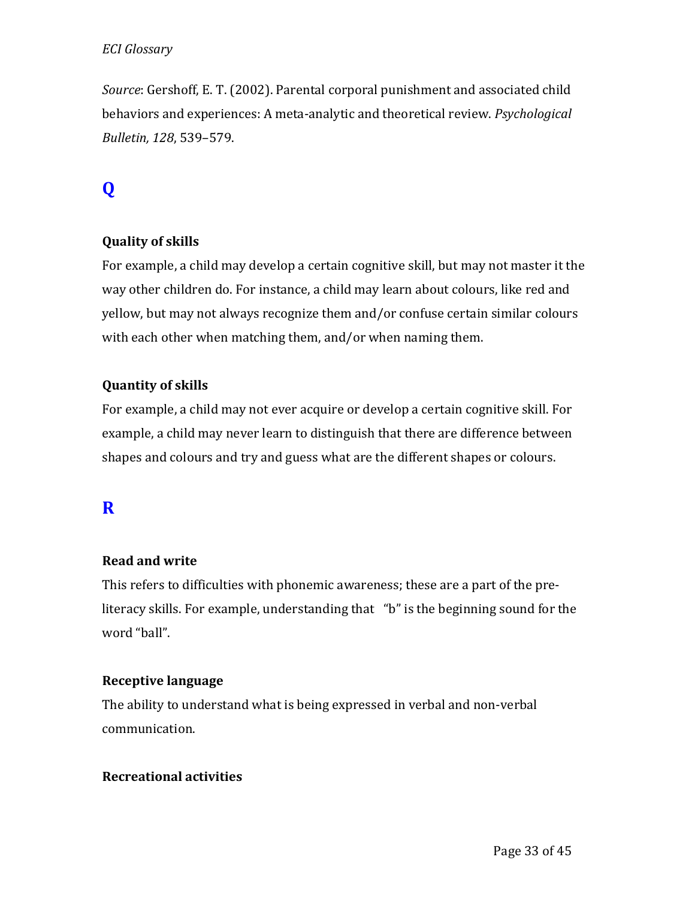*Source*: Gershoff, E. T. (2002). Parental corporal punishment and associated child behaviors and experiences: A meta-analytic and theoretical review. *Psychological Bulletin, 128*, 539–579.

## Q

**Quality of skills**

For example, a child may develop a certain cognitive skill, but may not master it the way other children do. For instance, a child may learn about colours, like red and yellow, but may not always recognize them and/or confuse certain similar colours with each other when matching them, and/or when naming them.

**Quantity of skills**

For example, a child may not ever acquire or develop a certain cognitive skill. For example, a child may never learn to distinguish that there are difference between shapes and colours and try and guess what are the different shapes or colours.

## R

**Read and write**

This refers to difficulties with phonemic awareness; these are a part of the pre-literacy skills. For example, understanding that "b" is the beginning sound for the word "ball".

**Receptive language**

The ability to understand what is being expressed in verbal and non-verbal communication.

**Recreational activities**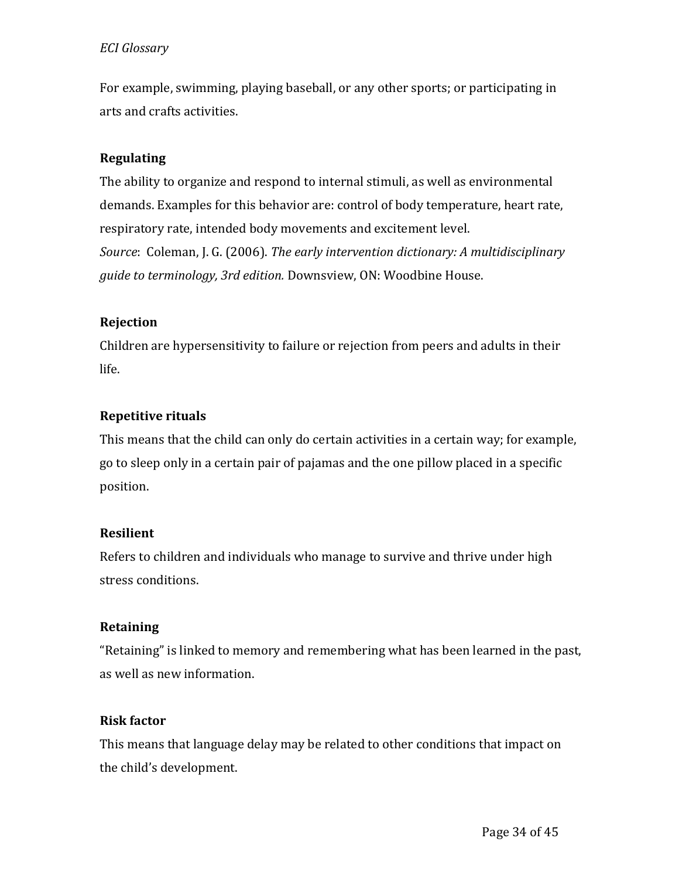For example, swimming, playing baseball, or any other sports; or participating in arts and crafts activities.

**Regulating**

The ability to organize and respond to internal stimuli, as well as environmental demands. Examples for this behavior are: control of body temperature, heart rate, respiratory rate, intended body movements and excitement level.
*Source*: Coleman, J. G. (2006). *The early intervention dictionary: A multidisciplinary guide to terminology, 3rd edition.* Downsview, ON: Woodbine House.

**Rejection**

Children are hypersensitivity to failure or rejection from peers and adults in their life.

**Repetitive rituals**

This means that the child can only do certain activities in a certain way; for example, go to sleep only in a certain pair of pajamas and the one pillow placed in a specific position.

**Resilient**

Refers to children and individuals who manage to survive and thrive under high stress conditions.

**Retaining**

"Retaining" is linked to memory and remembering what has been learned in the past, as well as new information.

**Risk factor**

This means that language delay may be related to other conditions that impact on the child's development.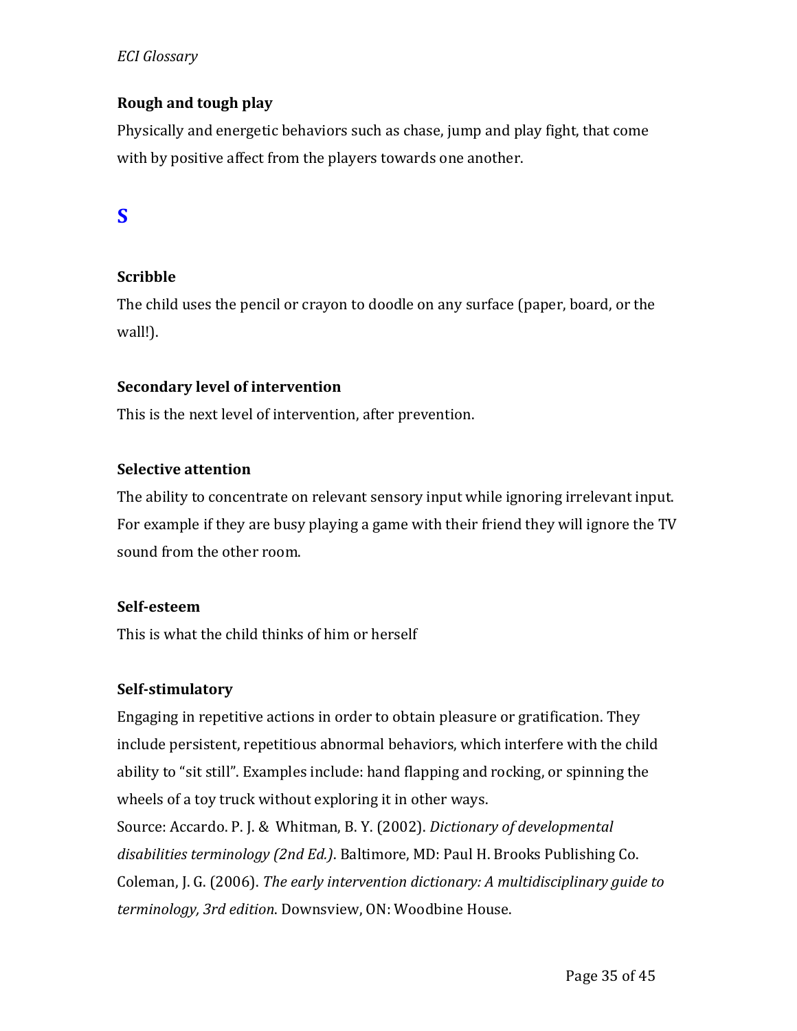### Rough and tough play

Physically and energetic behaviors such as chase, jump and play fight, that come with by positive affect from the players towards one another.

## S

### Scribble

The child uses the pencil or crayon to doodle on any surface (paper, board, or the wall!).

### Secondary level of intervention

This is the next level of intervention, after prevention.

### Selective attention

The ability to concentrate on relevant sensory input while ignoring irrelevant input. For example if they are busy playing a game with their friend they will ignore the TV sound from the other room.

### Self-esteem

This is what the child thinks of him or herself

### Self-stimulatory

Engaging in repetitive actions in order to obtain pleasure or gratification. They include persistent, repetitious abnormal behaviors, which interfere with the child ability to "sit still". Examples include: hand flapping and rocking, or spinning the wheels of a toy truck without exploring it in other ways.
Source: Accardo. P. J. & Whitman, B. Y. (2002). *Dictionary of developmental disabilities terminology (2nd Ed.)*. Baltimore, MD: Paul H. Brooks Publishing Co.
Coleman, J. G. (2006). *The early intervention dictionary: A multidisciplinary guide to terminology, 3rd edition*. Downsview, ON: Woodbine House.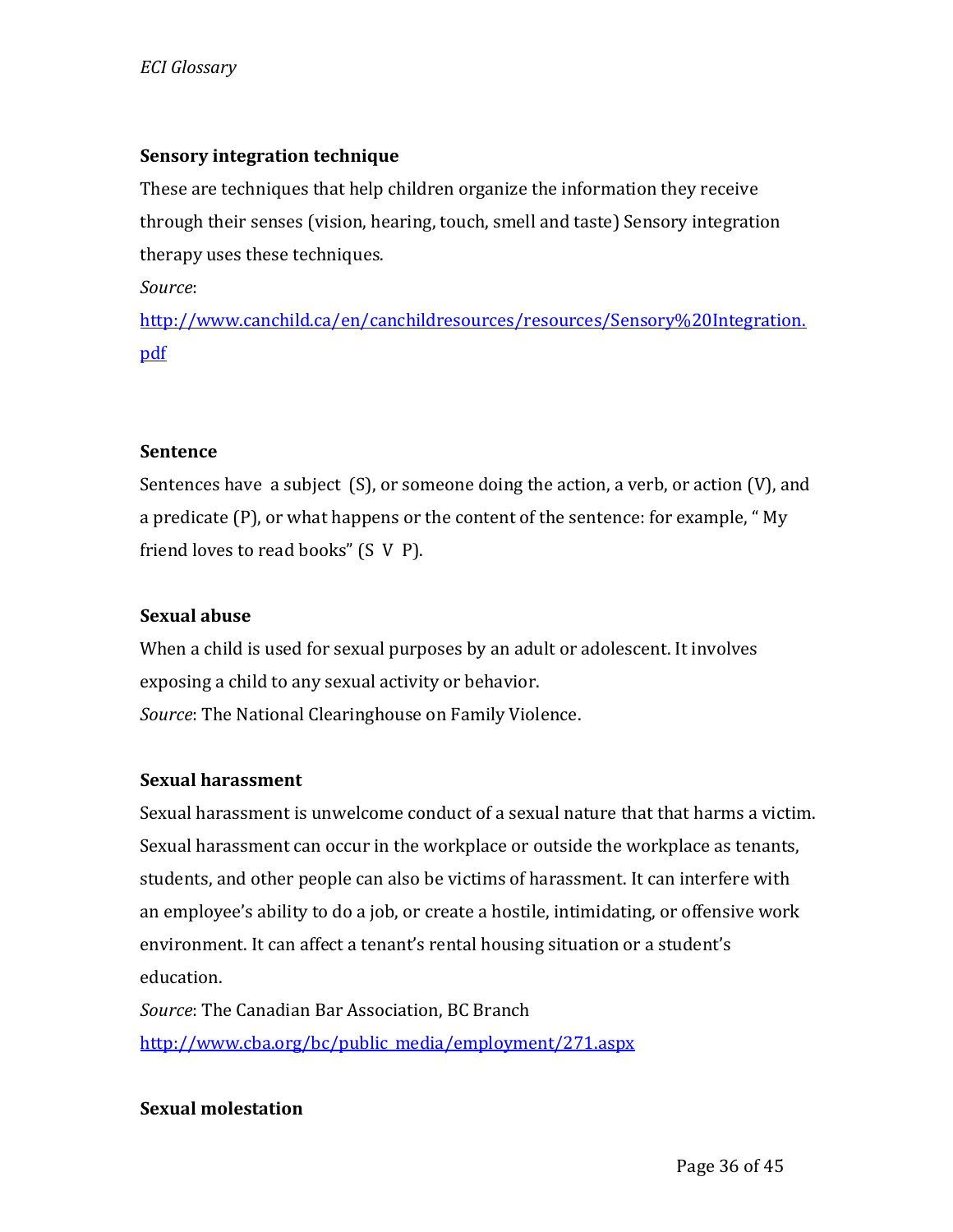**Sensory integration technique**

These are techniques that help children organize the information they receive through their senses (vision, hearing, touch, smell and taste) Sensory integration therapy uses these techniques.

*Source*:

[http://www.canchild.ca/en/canchildresources/resources/Sensory%20Integration.pdf](http://www.canchild.ca/en/canchildresources/resources/Sensory%20Integration.pdf)

**Sentence**

Sentences have a subject (S), or someone doing the action, a verb, or action (V), and a predicate (P), or what happens or the content of the sentence: for example, " My friend loves to read books" (S V P).

**Sexual abuse**

When a child is used for sexual purposes by an adult or adolescent. It involves exposing a child to any sexual activity or behavior.

*Source*: The National Clearinghouse on Family Violence.

**Sexual harassment**

Sexual harassment is unwelcome conduct of a sexual nature that that harms a victim. Sexual harassment can occur in the workplace or outside the workplace as tenants, students, and other people can also be victims of harassment. It can interfere with an employee's ability to do a job, or create a hostile, intimidating, or offensive work environment. It can affect a tenant's rental housing situation or a student's education.

*Source*: The Canadian Bar Association, BC Branch

[http://www.cba.org/bc/public_media/employment/271.aspx](http://www.cba.org/bc/public_media/employment/271.aspx)

**Sexual molestation**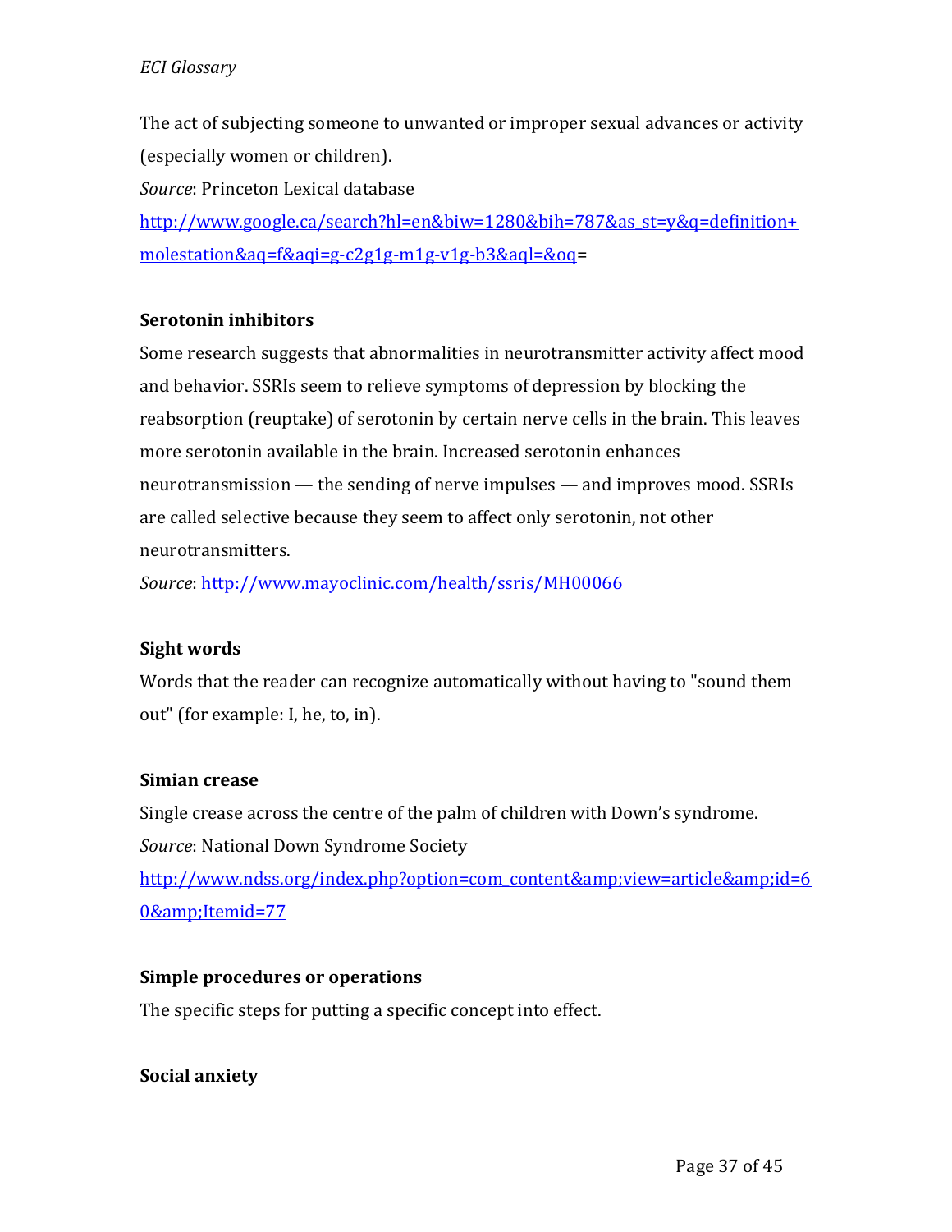The act of subjecting someone to unwanted or improper sexual advances or activity (especially women or children).

*Source*: Princeton Lexical database

[http://www.google.ca/search?hl=en&biw=1280&bih=787&as_st=y&q=definition+molestation&aq=f&aqi=g-c2g1g-m1g-v1g-b3&aql=&oq](http://www.google.ca/search?hl=en&biw=1280&bih=787&as_st=y&q=definition+molestation&aq=f&aqi=g-c2g1g-m1g-v1g-b3&aql=&oq)=

**Serotonin inhibitors**

Some research suggests that abnormalities in neurotransmitter activity affect mood and behavior. SSRIs seem to relieve symptoms of depression by blocking the reabsorption (reuptake) of serotonin by certain nerve cells in the brain. This leaves more serotonin available in the brain. Increased serotonin enhances neurotransmission — the sending of nerve impulses — and improves mood. SSRIs are called selective because they seem to affect only serotonin, not other neurotransmitters.

*Source*: [http://www.mayoclinic.com/health/ssris/MH00066](http://www.mayoclinic.com/health/ssris/MH00066)

**Sight words**

Words that the reader can recognize automatically without having to "sound them out" (for example: I, he, to, in).

**Simian crease**

Single crease across the centre of the palm of children with Down's syndrome.

*Source*: National Down Syndrome Society

[http://www.ndss.org/index.php?option=com_content&amp;view=article&amp;id=60&amp;Itemid=77](http://www.ndss.org/index.php?option=com_content&amp;view=article&amp;id=60&amp;Itemid=77)

**Simple procedures or operations**

The specific steps for putting a specific concept into effect.

**Social anxiety**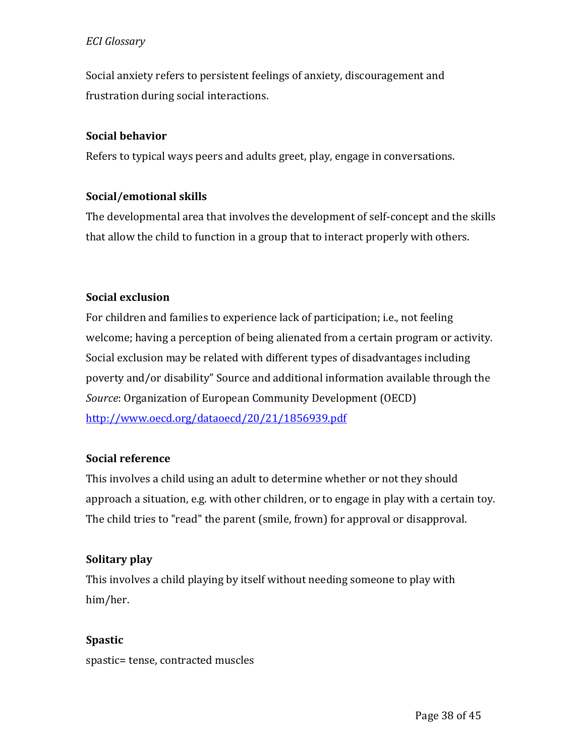Social anxiety refers to persistent feelings of anxiety, discouragement and frustration during social interactions.

**Social behavior**

Refers to typical ways peers and adults greet, play, engage in conversations.

**Social/emotional skills**

The developmental area that involves the development of self-concept and the skills that allow the child to function in a group that to interact properly with others.

**Social exclusion**

For children and families to experience lack of participation; i.e., not feeling welcome; having a perception of being alienated from a certain program or activity. Social exclusion may be related with different types of disadvantages including poverty and/or disability" Source and additional information available through the *Source*: Organization of European Community Development (OECD) [http://www.oecd.org/dataoecd/20/21/1856939.pdf](http://www.oecd.org/dataoecd/20/21/1856939.pdf)

**Social reference**

This involves a child using an adult to determine whether or not they should approach a situation, e.g. with other children, or to engage in play with a certain toy. The child tries to "read" the parent (smile, frown) for approval or disapproval.

**Solitary play**

This involves a child playing by itself without needing someone to play with him/her.

**Spastic**

spastic= tense, contracted muscles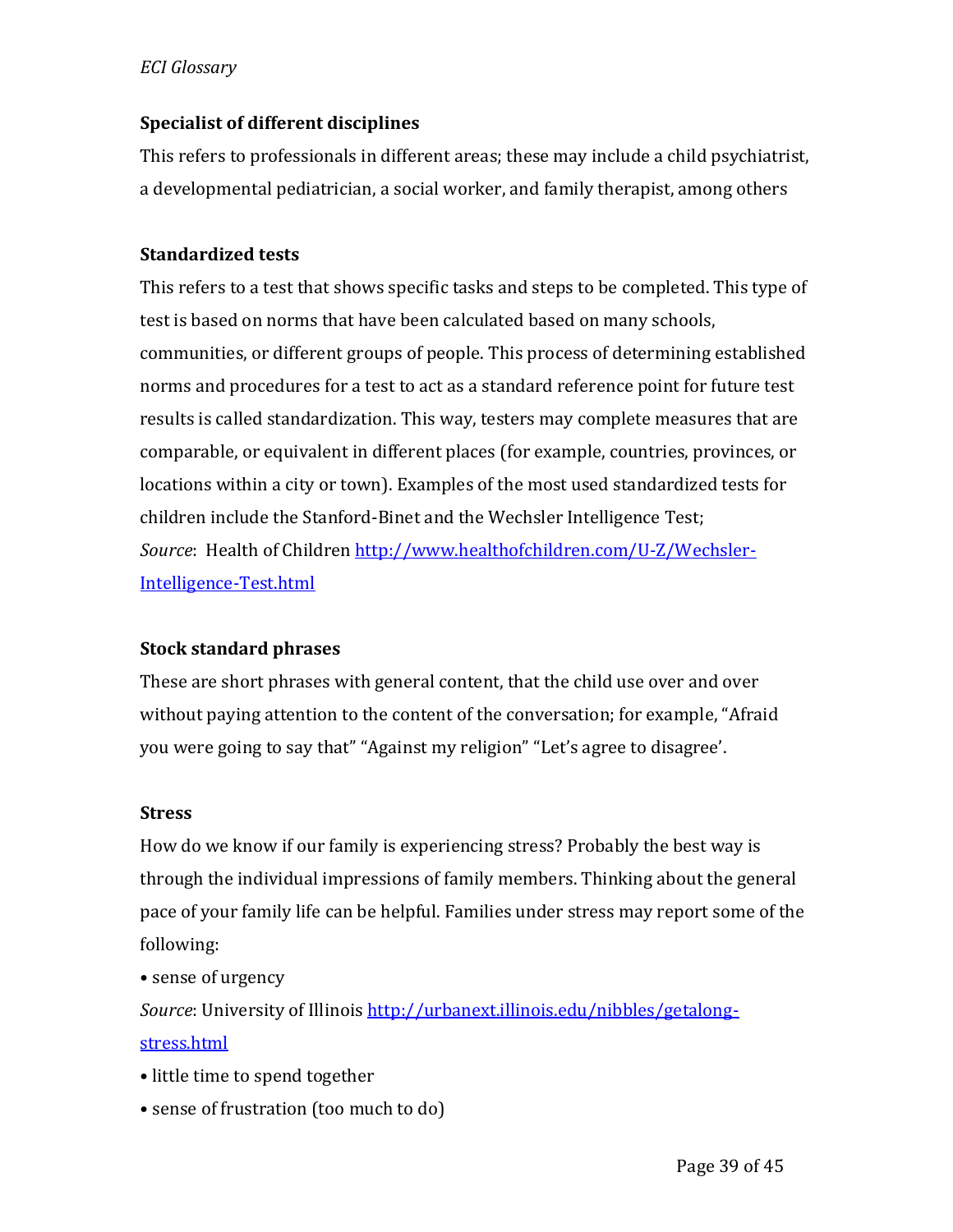### Specialist of different disciplines

This refers to professionals in different areas; these may include a child psychiatrist, a developmental pediatrician, a social worker, and family therapist, among others

### Standardized tests

This refers to a test that shows specific tasks and steps to be completed. This type of test is based on norms that have been calculated based on many schools, communities, or different groups of people. This process of determining established norms and procedures for a test to act as a standard reference point for future test results is called standardization. This way, testers may complete measures that are comparable, or equivalent in different places (for example, countries, provinces, or locations within a city or town). Examples of the most used standardized tests for children include the Stanford-Binet and the Wechsler Intelligence Test;

*Source*: Health of Children [http://www.healthofchildren.com/U-Z/Wechsler-Intelligence-Test.html](http://www.healthofchildren.com/U-Z/Wechsler-Intelligence-Test.html)

### Stock standard phrases

These are short phrases with general content, that the child use over and over without paying attention to the content of the conversation; for example, "Afraid you were going to say that" "Against my religion" "Let's agree to disagree'.

### Stress

How do we know if our family is experiencing stress? Probably the best way is through the individual impressions of family members. Thinking about the general pace of your family life can be helpful. Families under stress may report some of the following:

- sense of urgency

*Source*: University of Illinois [http://urbanext.illinois.edu/nibbles/getalong-stress.html](http://urbanext.illinois.edu/nibbles/getalong-stress.html)

- little time to spend together
- sense of frustration (too much to do)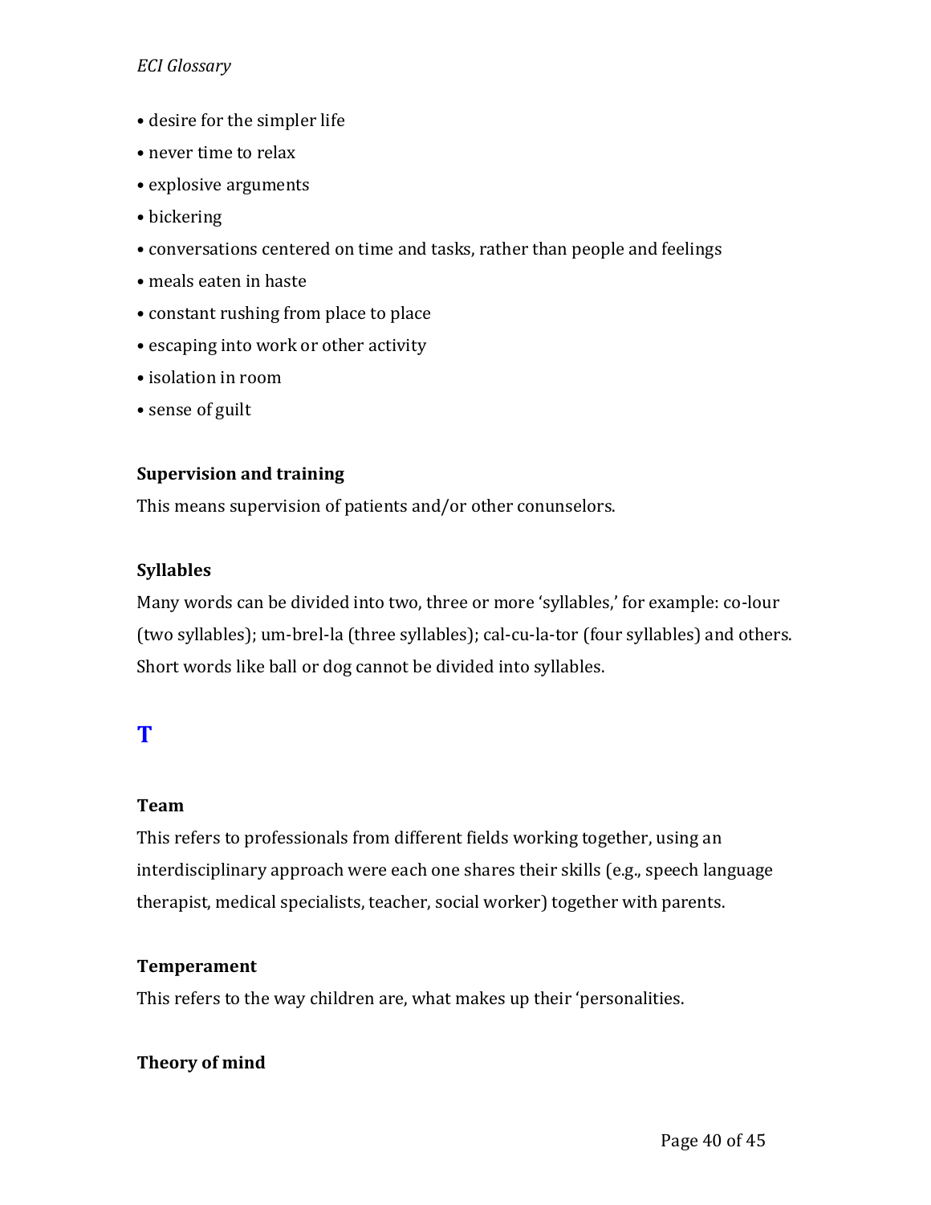- desire for the simpler life
- never time to relax
- explosive arguments
- bickering
- conversations centered on time and tasks, rather than people and feelings
- meals eaten in haste
- constant rushing from place to place
- escaping into work or other activity
- isolation in room
- sense of guilt

**Supervision and training**

This means supervision of patients and/or other conunselors.

**Syllables**

Many words can be divided into two, three or more 'syllables,' for example: co-lour (two syllables); um-brel-la (three syllables); cal-cu-la-tor (four syllables) and others. Short words like ball or dog cannot be divided into syllables.

## T

**Team**

This refers to professionals from different fields working together, using an interdisciplinary approach were each one shares their skills (e.g., speech language therapist, medical specialists, teacher, social worker) together with parents.

**Temperament**

This refers to the way children are, what makes up their 'personalities.

**Theory of mind**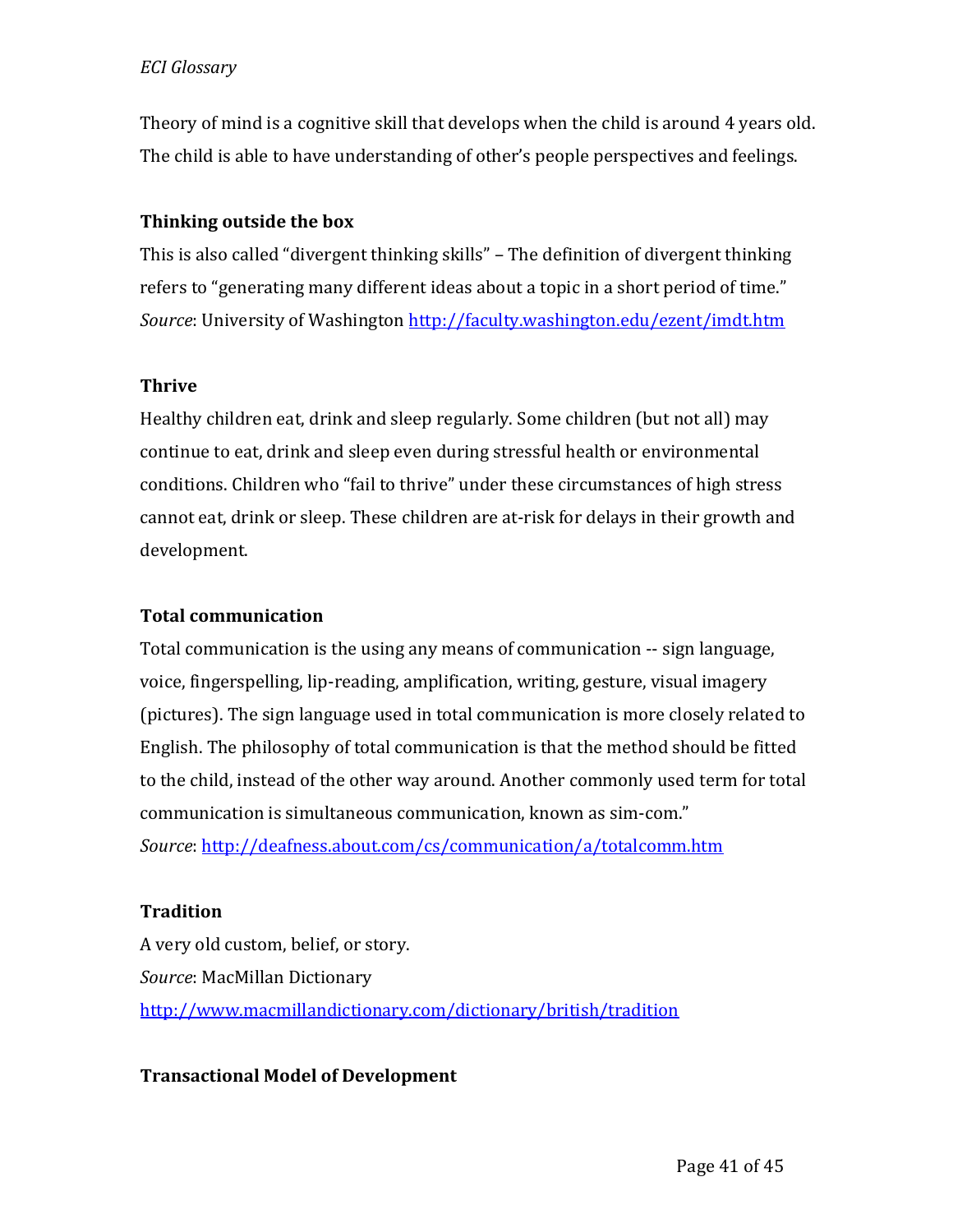Theory of mind is a cognitive skill that develops when the child is around 4 years old. The child is able to have understanding of other's people perspectives and feelings.

**Thinking outside the box**

This is also called "divergent thinking skills" – The definition of divergent thinking refers to "generating many different ideas about a topic in a short period of time."
*Source*: University of Washington http://faculty.washington.edu/ezent/imdt.htm

**Thrive**

Healthy children eat, drink and sleep regularly. Some children (but not all) may continue to eat, drink and sleep even during stressful health or environmental conditions. Children who "fail to thrive" under these circumstances of high stress cannot eat, drink or sleep. These children are at-risk for delays in their growth and development.

**Total communication**

Total communication is the using any means of communication -- sign language, voice, fingerspelling, lip-reading, amplification, writing, gesture, visual imagery (pictures). The sign language used in total communication is more closely related to English. The philosophy of total communication is that the method should be fitted to the child, instead of the other way around. Another commonly used term for total communication is simultaneous communication, known as sim-com."
*Source*: http://deafness.about.com/cs/communication/a/totalcomm.htm

**Tradition**

A very old custom, belief, or story.
*Source*: MacMillan Dictionary
http://www.macmillandictionary.com/dictionary/british/tradition

**Transactional Model of Development**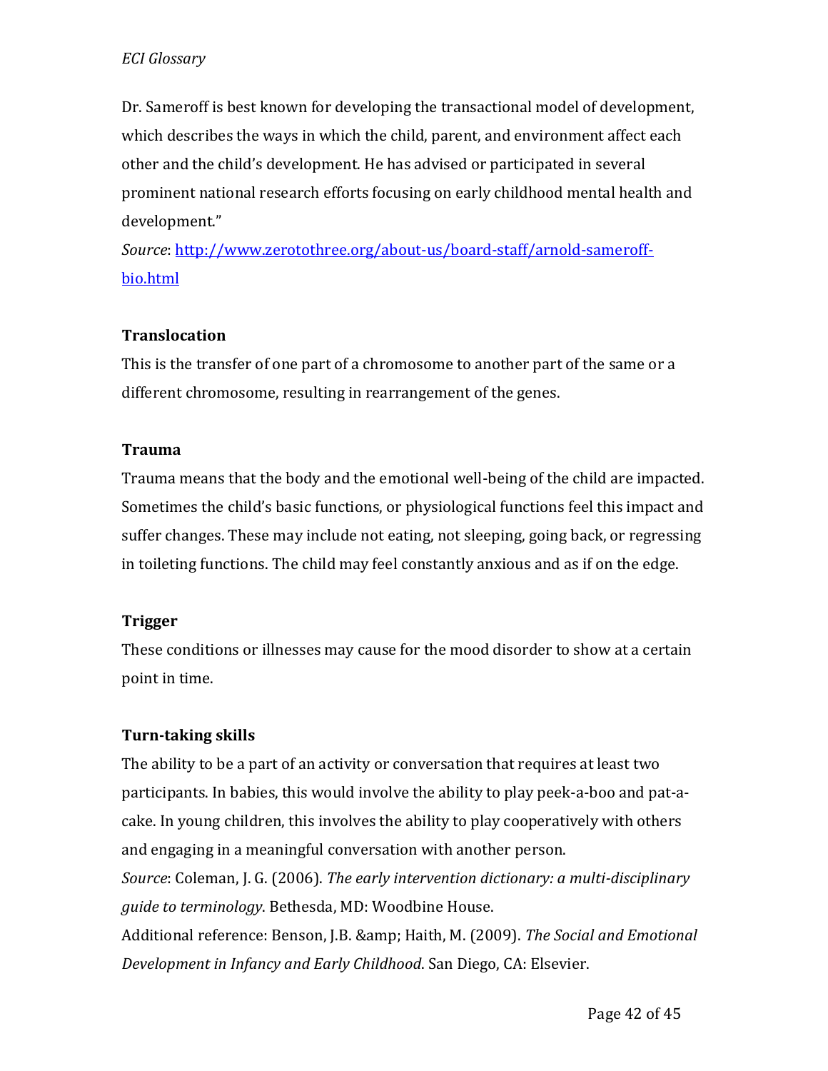Dr. Sameroff is best known for developing the transactional model of development, which describes the ways in which the child, parent, and environment affect each other and the child's development. He has advised or participated in several prominent national research efforts focusing on early childhood mental health and development."

*Source*: [http://www.zerotothree.org/about-us/board-staff/arnold-sameroff-bio.html](http://www.zerotothree.org/about-us/board-staff/arnold-sameroff-bio.html)

**Translocation**

This is the transfer of one part of a chromosome to another part of the same or a different chromosome, resulting in rearrangement of the genes.

**Trauma**

Trauma means that the body and the emotional well-being of the child are impacted. Sometimes the child's basic functions, or physiological functions feel this impact and suffer changes. These may include not eating, not sleeping, going back, or regressing in toileting functions. The child may feel constantly anxious and as if on the edge.

**Trigger**

These conditions or illnesses may cause for the mood disorder to show at a certain point in time.

**Turn-taking skills**

The ability to be a part of an activity or conversation that requires at least two participants. In babies, this would involve the ability to play peek-a-boo and pat-a-cake. In young children, this involves the ability to play cooperatively with others and engaging in a meaningful conversation with another person.

*Source*: Coleman, J. G. (2006). *The early intervention dictionary: a multi-disciplinary guide to terminology*. Bethesda, MD: Woodbine House.

Additional reference: Benson, J.B. &amp; Haith, M. (2009). *The Social and Emotional Development in Infancy and Early Childhood*. San Diego, CA: Elsevier.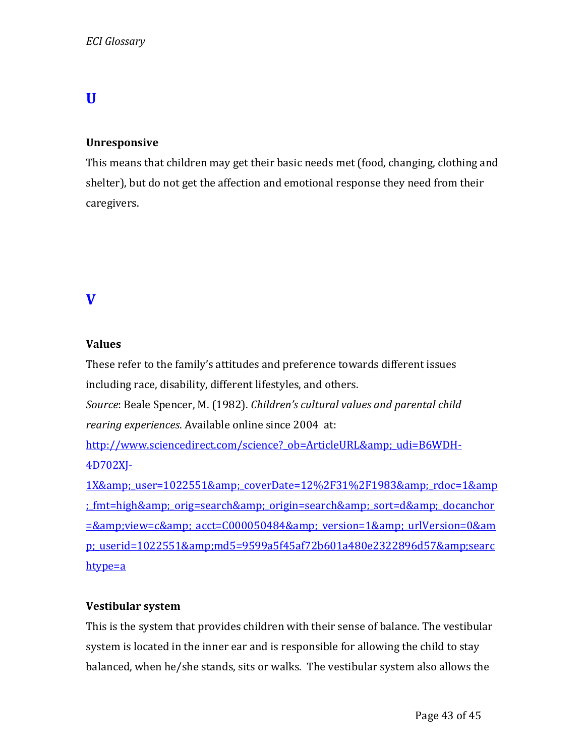# U

### Unresponsive

This means that children may get their basic needs met (food, changing, clothing and shelter), but do not get the affection and emotional response they need from their caregivers.

# V

### Values

These refer to the family's attitudes and preference towards different issues including race, disability, different lifestyles, and others.

*Source*: Beale Spencer, M. (1982). *Children's cultural values and parental child rearing experiences*. Available online since 2004 at: http://www.sciencedirect.com/science?_ob=ArticleURL&amp;_udi=B6WDH-4D702XJ-1X&amp;_user=1022551&amp;_coverDate=12%2F31%2F1983&amp;_rdoc=1&amp;_fmt=high&amp;_orig=search&amp;_origin=search&amp;_sort=d&amp;_docanchor=&amp;view=c&amp;_acct=C000050484&amp;_version=1&amp;_urlVersion=0&amp;_userid=1022551&amp;md5=9599a5f45af72b601a480e2322896d57&amp;searchtype=a

### Vestibular system

This is the system that provides children with their sense of balance. The vestibular system is located in the inner ear and is responsible for allowing the child to stay balanced, when he/she stands, sits or walks. The vestibular system also allows the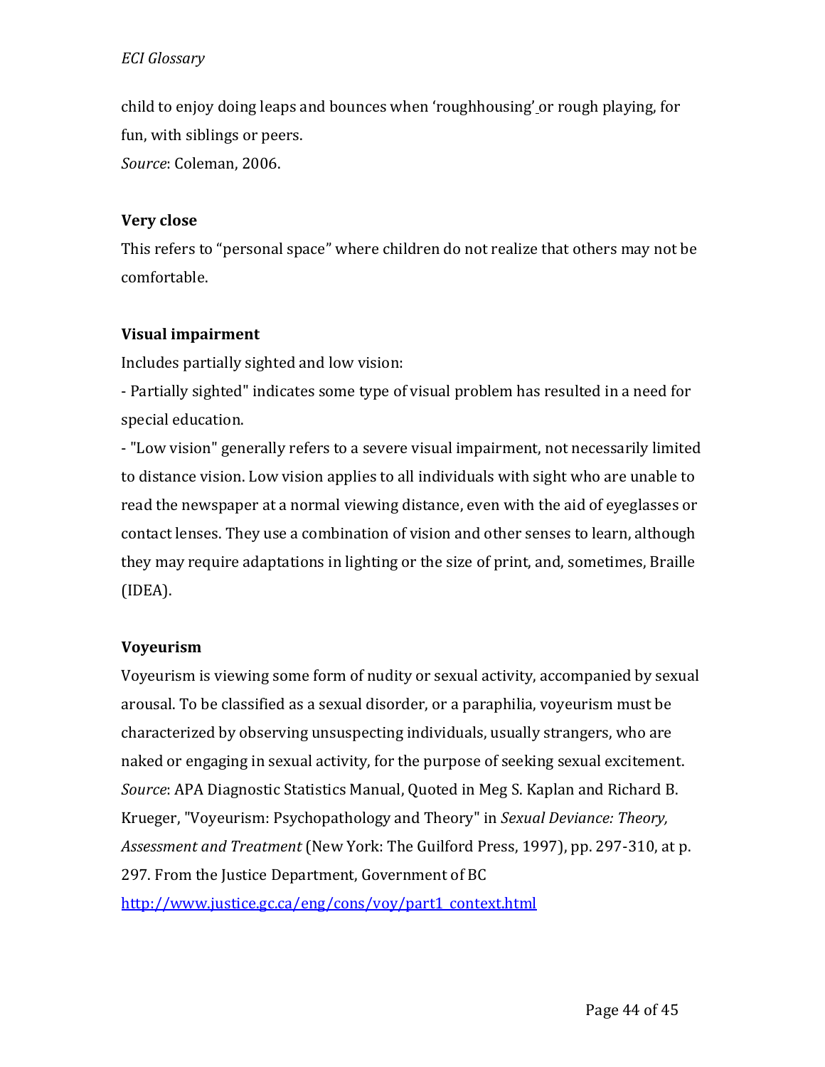child to enjoy doing leaps and bounces when 'roughhousing' or rough playing, for fun, with siblings or peers.
*Source*: Coleman, 2006.

**Very close**

This refers to "personal space" where children do not realize that others may not be comfortable.

**Visual impairment**

Includes partially sighted and low vision:

- Partially sighted" indicates some type of visual problem has resulted in a need for special education.
- "Low vision" generally refers to a severe visual impairment, not necessarily limited to distance vision. Low vision applies to all individuals with sight who are unable to read the newspaper at a normal viewing distance, even with the aid of eyeglasses or contact lenses. They use a combination of vision and other senses to learn, although they may require adaptations in lighting or the size of print, and, sometimes, Braille (IDEA).

**Voyeurism**

Voyeurism is viewing some form of nudity or sexual activity, accompanied by sexual arousal. To be classified as a sexual disorder, or a paraphilia, voyeurism must be characterized by observing unsuspecting individuals, usually strangers, who are naked or engaging in sexual activity, for the purpose of seeking sexual excitement.
*Source*: APA Diagnostic Statistics Manual, Quoted in Meg S. Kaplan and Richard B. Krueger, "Voyeurism: Psychopathology and Theory" in *Sexual Deviance: Theory, Assessment and Treatment* (New York: The Guilford Press, 1997), pp. 297-310, at p. 297. From the Justice Department, Government of BC
http://www.justice.gc.ca/eng/cons/voy/part1_context.html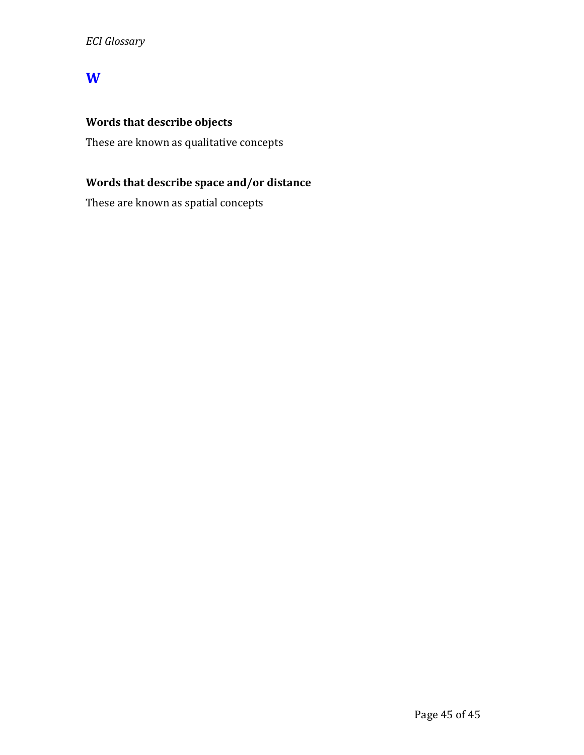## W

### Words that describe objects

These are known as qualitative concepts

### Words that describe space and/or distance

These are known as spatial concepts